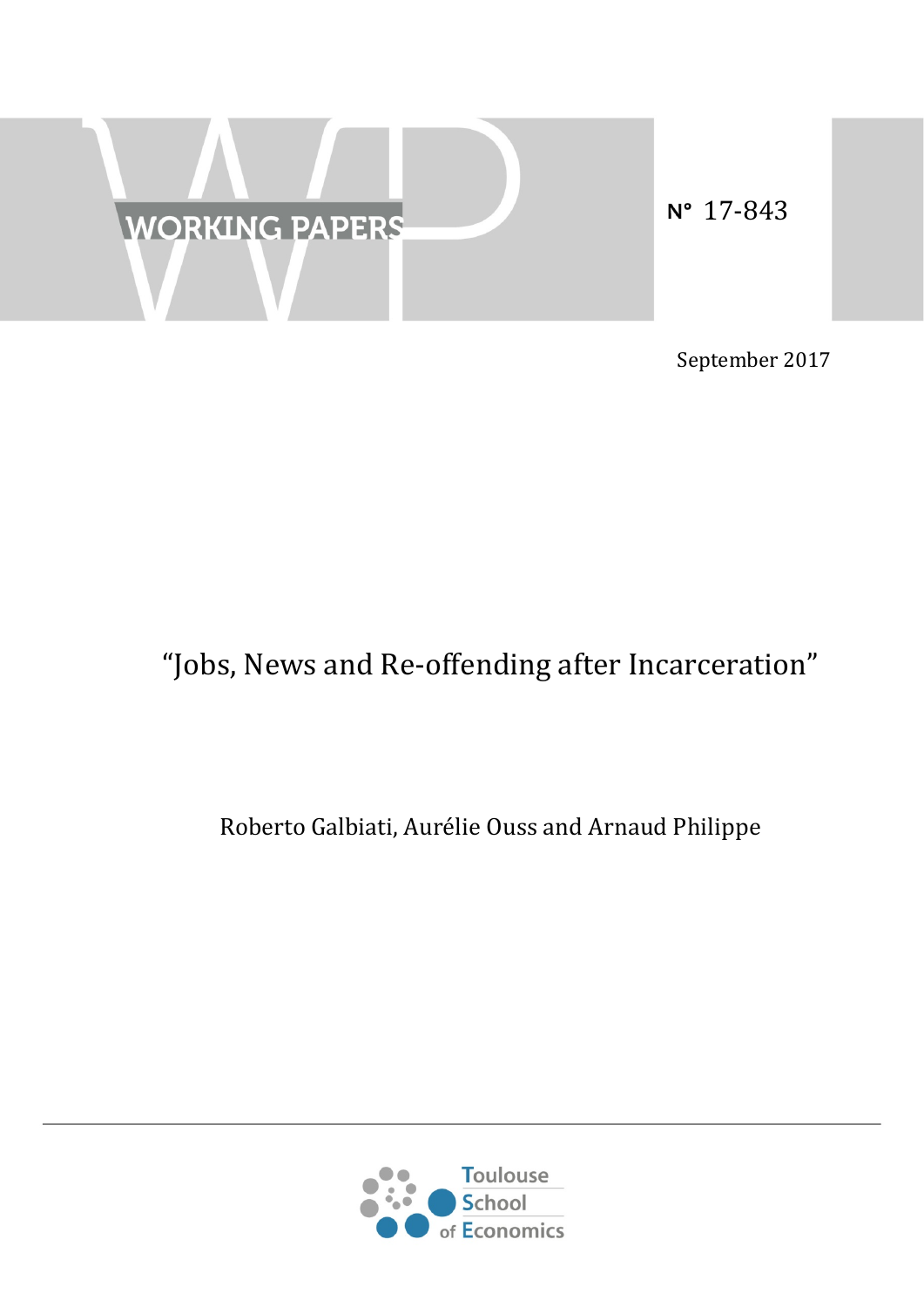WORKING PAPERS

N° 17-843

September 2017

# "Jobs, News and Re-offending after Incarceration"

Roberto Galbiati, Aurélie Ouss and Arnaud Philippe

Toulouse School of Economics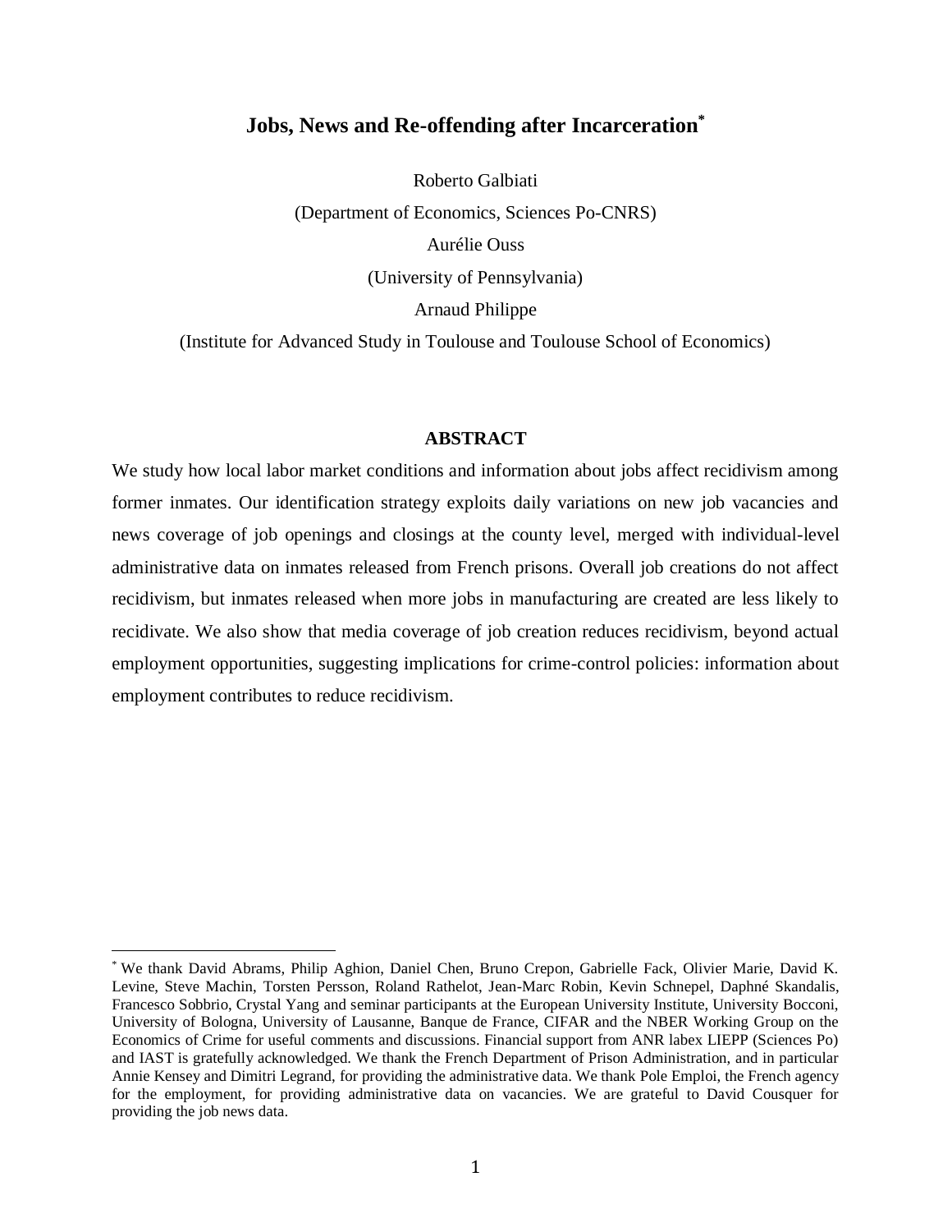# Jobs, News and Re-offending after Incarceration[*]

Roberto Galbiati

(Department of Economics, Sciences Po-CNRS)

Aurélie Ouss

(University of Pennsylvania)

Arnaud Philippe

(Institute for Advanced Study in Toulouse and Toulouse School of Economics)

## ABSTRACT

We study how local labor market conditions and information about jobs affect recidivism among former inmates. Our identification strategy exploits daily variations on new job vacancies and news coverage of job openings and closings at the county level, merged with individual-level administrative data on inmates released from French prisons. Overall job creations do not affect recidivism, but inmates released when more jobs in manufacturing are created are less likely to recidivate. We also show that media coverage of job creation reduces recidivism, beyond actual employment opportunities, suggesting implications for crime-control policies: information about employment contributes to reduce recidivism.

---

[*] We thank David Abrams, Philip Aghion, Daniel Chen, Bruno Crepon, Gabrielle Fack, Olivier Marie, David K. Levine, Steve Machin, Torsten Persson, Roland Rathelot, Jean-Marc Robin, Kevin Schnepel, Daphné Skandalis, Francesco Sobbrio, Crystal Yang and seminar participants at the European University Institute, University Bocconi, University of Bologna, University of Lausanne, Banque de France, CIFAR and the NBER Working Group on the Economics of Crime for useful comments and discussions. Financial support from ANR labex LIEPP (Sciences Po) and IAST is gratefully acknowledged. We thank the French Department of Prison Administration, and in particular Annie Kensey and Dimitri Legrand, for providing the administrative data. We thank Pole Emploi, the French agency for the employment, for providing administrative data on vacancies. We are grateful to David Cousquer for providing the job news data.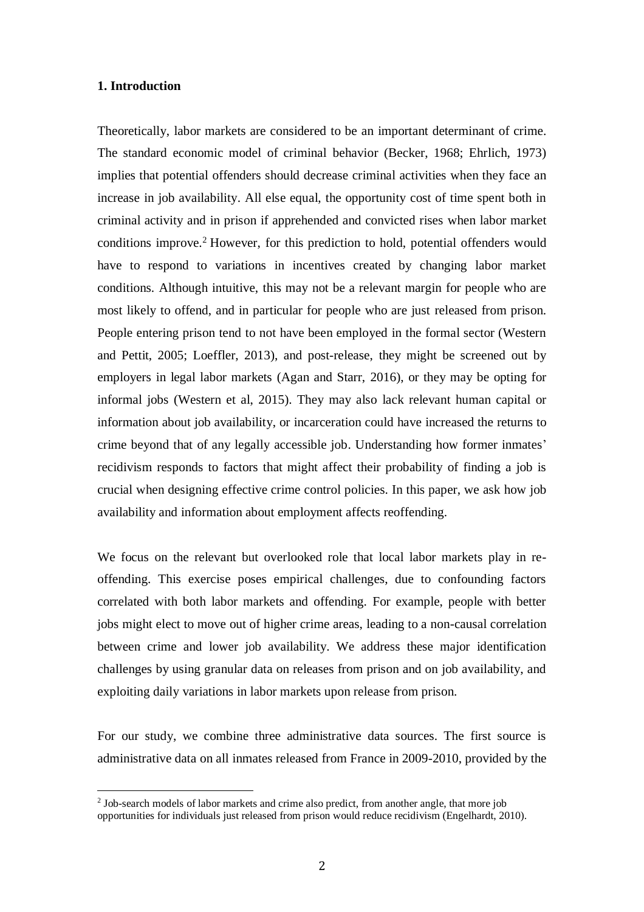## 1. Introduction

Theoretically, labor markets are considered to be an important determinant of crime. The standard economic model of criminal behavior (Becker, 1968; Ehrlich, 1973) implies that potential offenders should decrease criminal activities when they face an increase in job availability. All else equal, the opportunity cost of time spent both in criminal activity and in prison if apprehended and convicted rises when labor market conditions improve.[2] However, for this prediction to hold, potential offenders would have to respond to variations in incentives created by changing labor market conditions. Although intuitive, this may not be a relevant margin for people who are most likely to offend, and in particular for people who are just released from prison. People entering prison tend to not have been employed in the formal sector (Western and Pettit, 2005; Loeffler, 2013), and post-release, they might be screened out by employers in legal labor markets (Agan and Starr, 2016), or they may be opting for informal jobs (Western et al, 2015). They may also lack relevant human capital or information about job availability, or incarceration could have increased the returns to crime beyond that of any legally accessible job. Understanding how former inmates' recidivism responds to factors that might affect their probability of finding a job is crucial when designing effective crime control policies. In this paper, we ask how job availability and information about employment affects reoffending.

We focus on the relevant but overlooked role that local labor markets play in re-offending. This exercise poses empirical challenges, due to confounding factors correlated with both labor markets and offending. For example, people with better jobs might elect to move out of higher crime areas, leading to a non-causal correlation between crime and lower job availability. We address these major identification challenges by using granular data on releases from prison and on job availability, and exploiting daily variations in labor markets upon release from prison.

For our study, we combine three administrative data sources. The first source is administrative data on all inmates released from France in 2009-2010, provided by the

[2] Job-search models of labor markets and crime also predict, from another angle, that more job opportunities for individuals just released from prison would reduce recidivism (Engelhardt, 2010).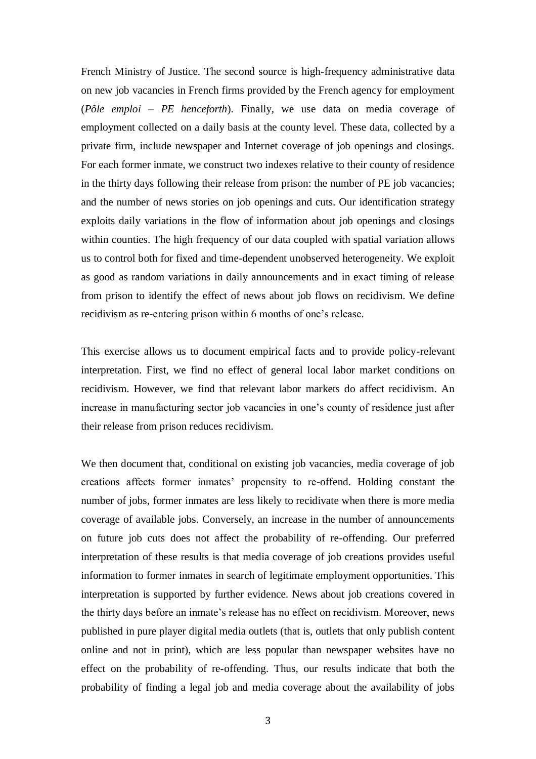French Ministry of Justice. The second source is high-frequency administrative data on new job vacancies in French firms provided by the French agency for employment (*Pôle emploi – PE henceforth*). Finally, we use data on media coverage of employment collected on a daily basis at the county level. These data, collected by a private firm, include newspaper and Internet coverage of job openings and closings. For each former inmate, we construct two indexes relative to their county of residence in the thirty days following their release from prison: the number of PE job vacancies; and the number of news stories on job openings and cuts. Our identification strategy exploits daily variations in the flow of information about job openings and closings within counties. The high frequency of our data coupled with spatial variation allows us to control both for fixed and time-dependent unobserved heterogeneity. We exploit as good as random variations in daily announcements and in exact timing of release from prison to identify the effect of news about job flows on recidivism. We define recidivism as re-entering prison within 6 months of one's release.

This exercise allows us to document empirical facts and to provide policy-relevant interpretation. First, we find no effect of general local labor market conditions on recidivism. However, we find that relevant labor markets do affect recidivism. An increase in manufacturing sector job vacancies in one's county of residence just after their release from prison reduces recidivism.

We then document that, conditional on existing job vacancies, media coverage of job creations affects former inmates' propensity to re-offend. Holding constant the number of jobs, former inmates are less likely to recidivate when there is more media coverage of available jobs. Conversely, an increase in the number of announcements on future job cuts does not affect the probability of re-offending. Our preferred interpretation of these results is that media coverage of job creations provides useful information to former inmates in search of legitimate employment opportunities. This interpretation is supported by further evidence. News about job creations covered in the thirty days before an inmate's release has no effect on recidivism. Moreover, news published in pure player digital media outlets (that is, outlets that only publish content online and not in print), which are less popular than newspaper websites have no effect on the probability of re-offending. Thus, our results indicate that both the probability of finding a legal job and media coverage about the availability of jobs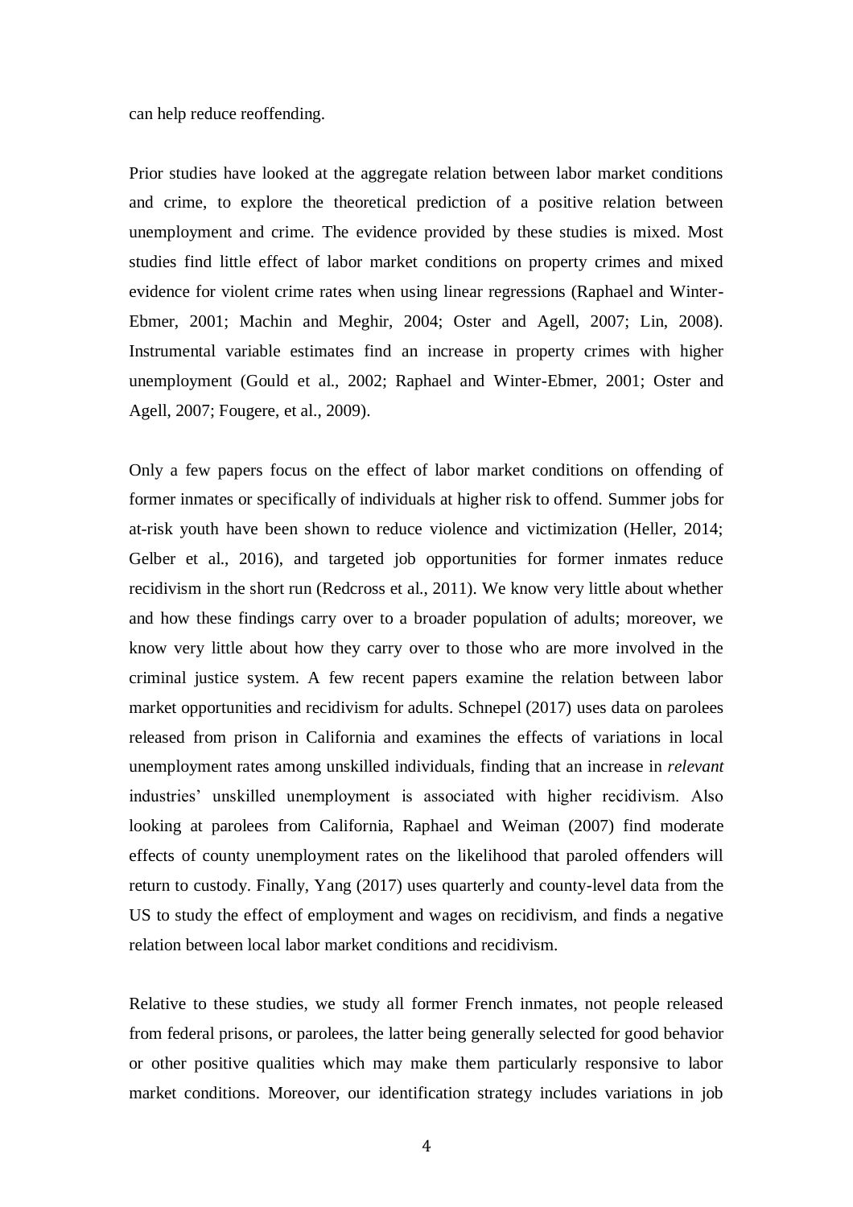can help reduce reoffending.

Prior studies have looked at the aggregate relation between labor market conditions and crime, to explore the theoretical prediction of a positive relation between unemployment and crime. The evidence provided by these studies is mixed. Most studies find little effect of labor market conditions on property crimes and mixed evidence for violent crime rates when using linear regressions (Raphael and Winter-Ebmer, 2001; Machin and Meghir, 2004; Oster and Agell, 2007; Lin, 2008). Instrumental variable estimates find an increase in property crimes with higher unemployment (Gould et al., 2002; Raphael and Winter-Ebmer, 2001; Oster and Agell, 2007; Fougere, et al., 2009).

Only a few papers focus on the effect of labor market conditions on offending of former inmates or specifically of individuals at higher risk to offend. Summer jobs for at-risk youth have been shown to reduce violence and victimization (Heller, 2014; Gelber et al., 2016), and targeted job opportunities for former inmates reduce recidivism in the short run (Redcross et al., 2011). We know very little about whether and how these findings carry over to a broader population of adults; moreover, we know very little about how they carry over to those who are more involved in the criminal justice system. A few recent papers examine the relation between labor market opportunities and recidivism for adults. Schnepel (2017) uses data on parolees released from prison in California and examines the effects of variations in local unemployment rates among unskilled individuals, finding that an increase in *relevant* industries' unskilled unemployment is associated with higher recidivism. Also looking at parolees from California, Raphael and Weiman (2007) find moderate effects of county unemployment rates on the likelihood that paroled offenders will return to custody. Finally, Yang (2017) uses quarterly and county-level data from the US to study the effect of employment and wages on recidivism, and finds a negative relation between local labor market conditions and recidivism.

Relative to these studies, we study all former French inmates, not people released from federal prisons, or parolees, the latter being generally selected for good behavior or other positive qualities which may make them particularly responsive to labor market conditions. Moreover, our identification strategy includes variations in job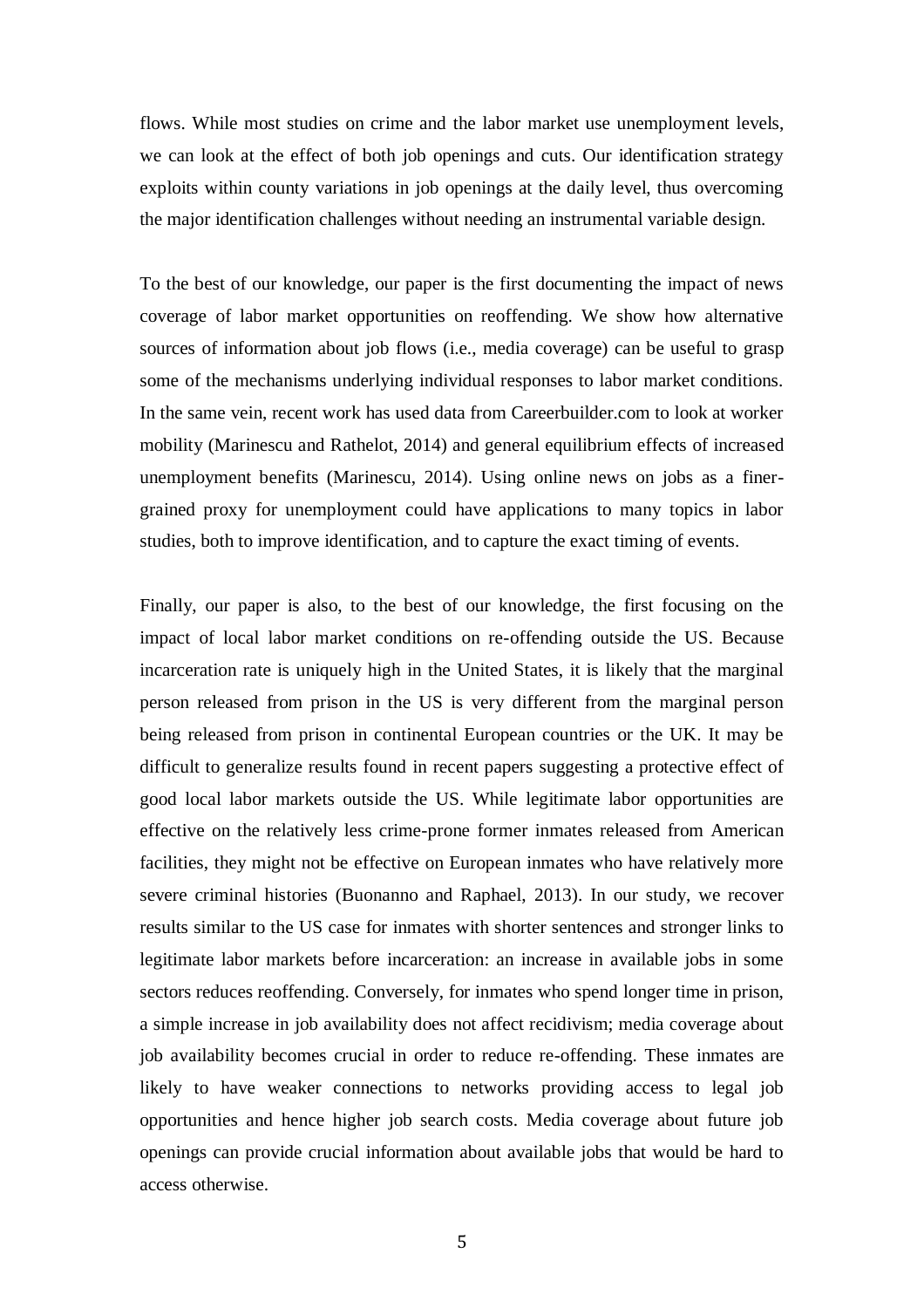flows. While most studies on crime and the labor market use unemployment levels, we can look at the effect of both job openings and cuts. Our identification strategy exploits within county variations in job openings at the daily level, thus overcoming the major identification challenges without needing an instrumental variable design.

To the best of our knowledge, our paper is the first documenting the impact of news coverage of labor market opportunities on reoffending. We show how alternative sources of information about job flows (i.e., media coverage) can be useful to grasp some of the mechanisms underlying individual responses to labor market conditions. In the same vein, recent work has used data from Careerbuilder.com to look at worker mobility (Marinescu and Rathelot, 2014) and general equilibrium effects of increased unemployment benefits (Marinescu, 2014). Using online news on jobs as a finer-grained proxy for unemployment could have applications to many topics in labor studies, both to improve identification, and to capture the exact timing of events.

Finally, our paper is also, to the best of our knowledge, the first focusing on the impact of local labor market conditions on re-offending outside the US. Because incarceration rate is uniquely high in the United States, it is likely that the marginal person released from prison in the US is very different from the marginal person being released from prison in continental European countries or the UK. It may be difficult to generalize results found in recent papers suggesting a protective effect of good local labor markets outside the US. While legitimate labor opportunities are effective on the relatively less crime-prone former inmates released from American facilities, they might not be effective on European inmates who have relatively more severe criminal histories (Buonanno and Raphael, 2013). In our study, we recover results similar to the US case for inmates with shorter sentences and stronger links to legitimate labor markets before incarceration: an increase in available jobs in some sectors reduces reoffending. Conversely, for inmates who spend longer time in prison, a simple increase in job availability does not affect recidivism; media coverage about job availability becomes crucial in order to reduce re-offending. These inmates are likely to have weaker connections to networks providing access to legal job opportunities and hence higher job search costs. Media coverage about future job openings can provide crucial information about available jobs that would be hard to access otherwise.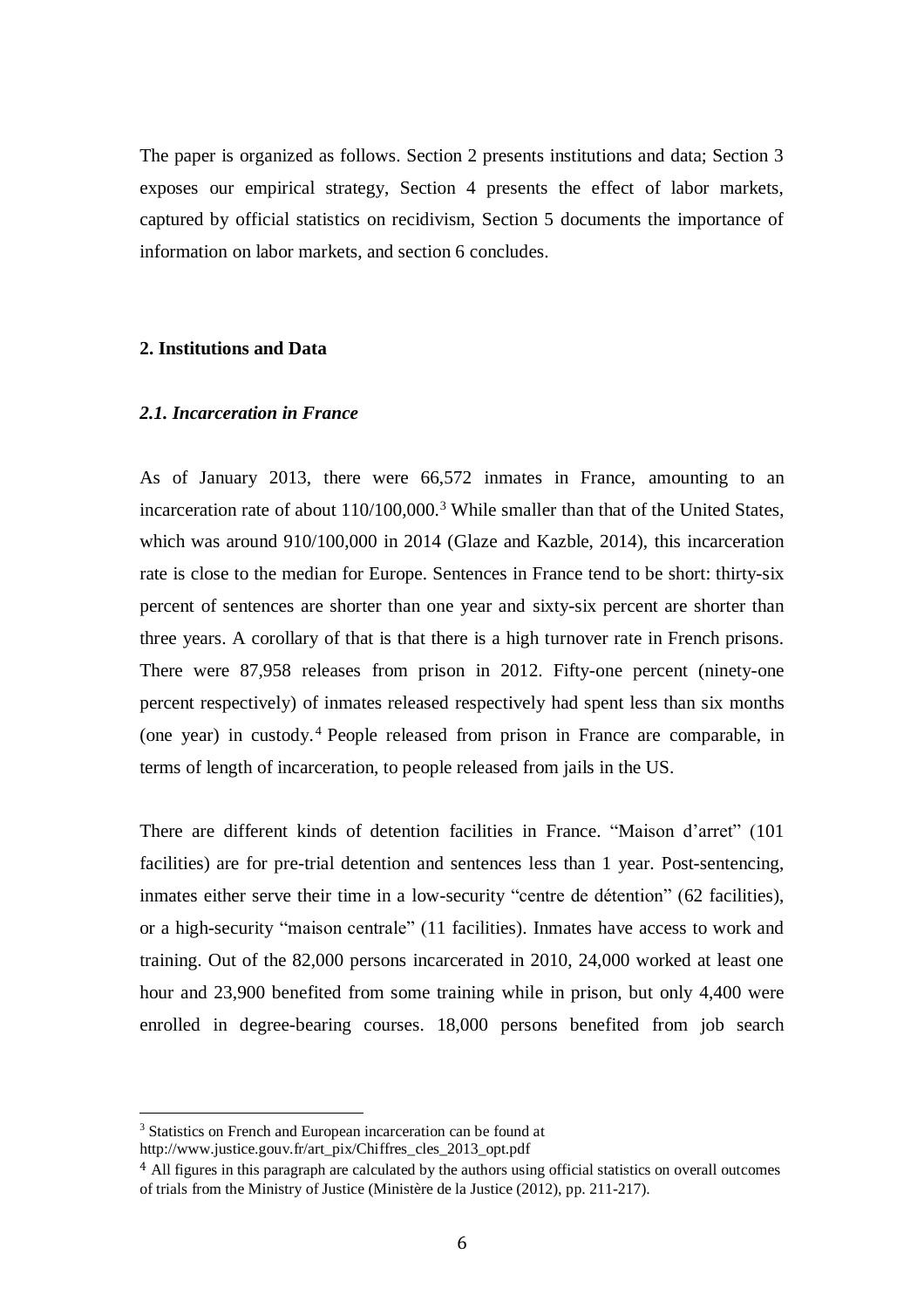The paper is organized as follows. Section 2 presents institutions and data; Section 3 exposes our empirical strategy, Section 4 presents the effect of labor markets, captured by official statistics on recidivism, Section 5 documents the importance of information on labor markets, and section 6 concludes.

## 2. Institutions and Data

### *2.1. Incarceration in France*

As of January 2013, there were 66,572 inmates in France, amounting to an incarceration rate of about 110/100,000.[3] While smaller than that of the United States, which was around 910/100,000 in 2014 (Glaze and Kazble, 2014), this incarceration rate is close to the median for Europe. Sentences in France tend to be short: thirty-six percent of sentences are shorter than one year and sixty-six percent are shorter than three years. A corollary of that is that there is a high turnover rate in French prisons. There were 87,958 releases from prison in 2012. Fifty-one percent (ninety-one percent respectively) of inmates released respectively had spent less than six months (one year) in custody.[4] People released from prison in France are comparable, in terms of length of incarceration, to people released from jails in the US.

There are different kinds of detention facilities in France. "Maison d'arret" (101 facilities) are for pre-trial detention and sentences less than 1 year. Post-sentencing, inmates either serve their time in a low-security "centre de détention" (62 facilities), or a high-security "maison centrale" (11 facilities). Inmates have access to work and training. Out of the 82,000 persons incarcerated in 2010, 24,000 worked at least one hour and 23,900 benefited from some training while in prison, but only 4,400 were enrolled in degree-bearing courses. 18,000 persons benefited from job search

---

[3] Statistics on French and European incarceration can be found at http://www.justice.gouv.fr/art_pix/Chiffres_cles_2013_opt.pdf

[4] All figures in this paragraph are calculated by the authors using official statistics on overall outcomes of trials from the Ministry of Justice (Ministère de la Justice (2012), pp. 211-217).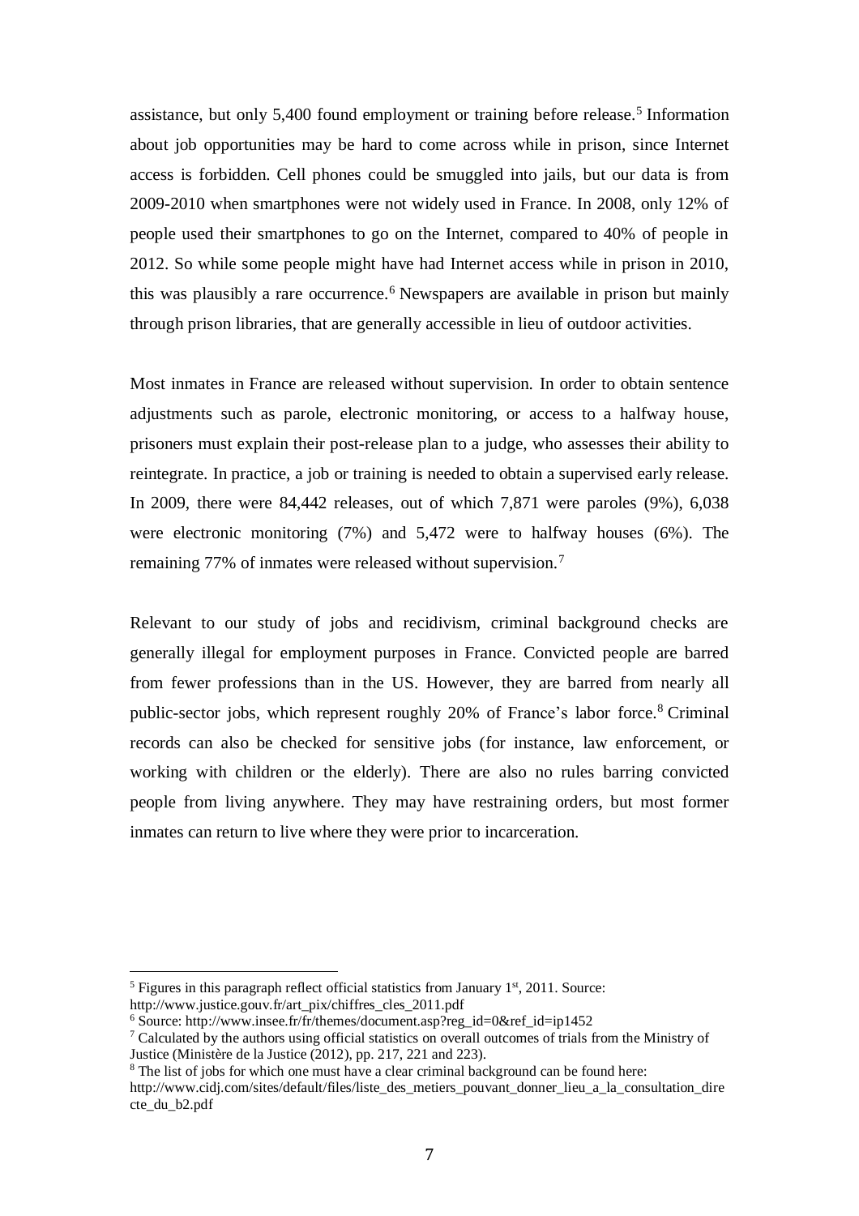assistance, but only 5,400 found employment or training before release.[5] Information about job opportunities may be hard to come across while in prison, since Internet access is forbidden. Cell phones could be smuggled into jails, but our data is from 2009-2010 when smartphones were not widely used in France. In 2008, only 12% of people used their smartphones to go on the Internet, compared to 40% of people in 2012. So while some people might have had Internet access while in prison in 2010, this was plausibly a rare occurrence.[6] Newspapers are available in prison but mainly through prison libraries, that are generally accessible in lieu of outdoor activities.

Most inmates in France are released without supervision. In order to obtain sentence adjustments such as parole, electronic monitoring, or access to a halfway house, prisoners must explain their post-release plan to a judge, who assesses their ability to reintegrate. In practice, a job or training is needed to obtain a supervised early release. In 2009, there were 84,442 releases, out of which 7,871 were paroles (9%), 6,038 were electronic monitoring (7%) and 5,472 were to halfway houses (6%). The remaining 77% of inmates were released without supervision.[7]

Relevant to our study of jobs and recidivism, criminal background checks are generally illegal for employment purposes in France. Convicted people are barred from fewer professions than in the US. However, they are barred from nearly all public-sector jobs, which represent roughly 20% of France's labor force.[8] Criminal records can also be checked for sensitive jobs (for instance, law enforcement, or working with children or the elderly). There are also no rules barring convicted people from living anywhere. They may have restraining orders, but most former inmates can return to live where they were prior to incarceration.

---

[5] Figures in this paragraph reflect official statistics from January 1st, 2011. Source: http://www.justice.gouv.fr/art_pix/chiffres_cles_2011.pdf

[6] Source: http://www.insee.fr/fr/themes/document.asp?reg_id=0&ref_id=ip1452

[7] Calculated by the authors using official statistics on overall outcomes of trials from the Ministry of Justice (Ministère de la Justice (2012), pp. 217, 221 and 223).

[8] The list of jobs for which one must have a clear criminal background can be found here: http://www.cidj.com/sites/default/files/liste_des_metiers_pouvant_donner_lieu_a_la_consultation_directe_du_b2.pdf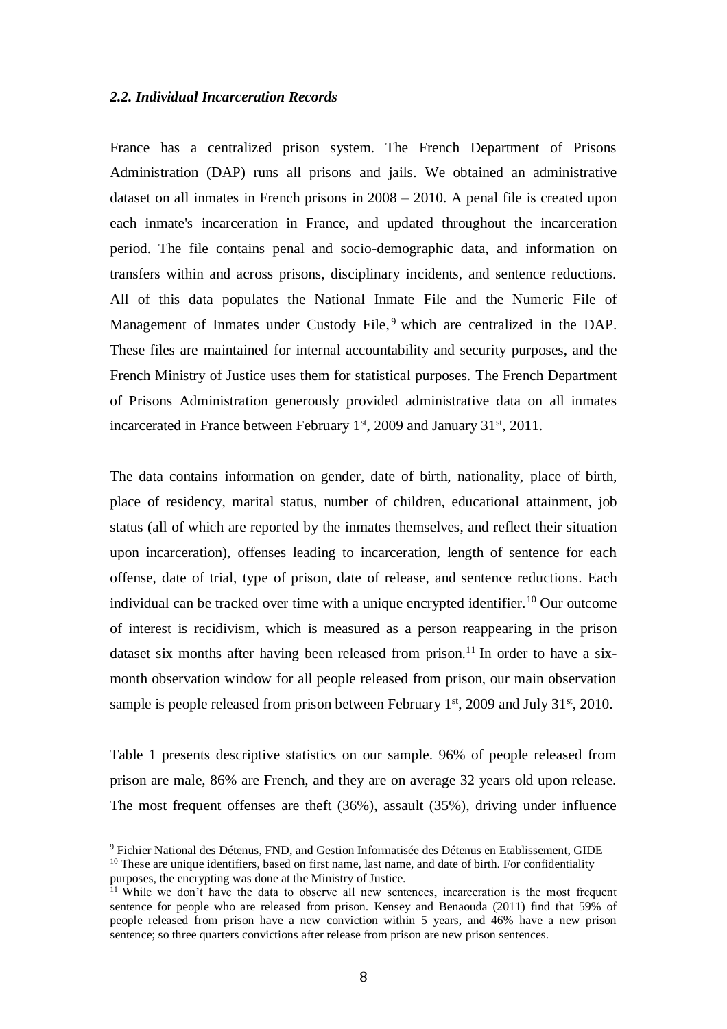### *2.2. Individual Incarceration Records*

France has a centralized prison system. The French Department of Prisons Administration (DAP) runs all prisons and jails. We obtained an administrative dataset on all inmates in French prisons in 2008 – 2010. A penal file is created upon each inmate's incarceration in France, and updated throughout the incarceration period. The file contains penal and socio-demographic data, and information on transfers within and across prisons, disciplinary incidents, and sentence reductions. All of this data populates the National Inmate File and the Numeric File of Management of Inmates under Custody File,[9] which are centralized in the DAP. These files are maintained for internal accountability and security purposes, and the French Ministry of Justice uses them for statistical purposes. The French Department of Prisons Administration generously provided administrative data on all inmates incarcerated in France between February 1st, 2009 and January 31st, 2011.

The data contains information on gender, date of birth, nationality, place of birth, place of residency, marital status, number of children, educational attainment, job status (all of which are reported by the inmates themselves, and reflect their situation upon incarceration), offenses leading to incarceration, length of sentence for each offense, date of trial, type of prison, date of release, and sentence reductions. Each individual can be tracked over time with a unique encrypted identifier.[10] Our outcome of interest is recidivism, which is measured as a person reappearing in the prison dataset six months after having been released from prison.[11] In order to have a six-month observation window for all people released from prison, our main observation sample is people released from prison between February 1st, 2009 and July 31st, 2010.

Table 1 presents descriptive statistics on our sample. 96% of people released from prison are male, 86% are French, and they are on average 32 years old upon release. The most frequent offenses are theft (36%), assault (35%), driving under influence

---

[9] Fichier National des Détenus, FND, and Gestion Informatisée des Détenus en Etablissement, GIDE

[10] These are unique identifiers, based on first name, last name, and date of birth. For confidentiality purposes, the encrypting was done at the Ministry of Justice.

[11] While we don't have the data to observe all new sentences, incarceration is the most frequent sentence for people who are released from prison. Kensey and Benaouda (2011) find that 59% of people released from prison have a new conviction within 5 years, and 46% have a new prison sentence; so three quarters convictions after release from prison are new prison sentences.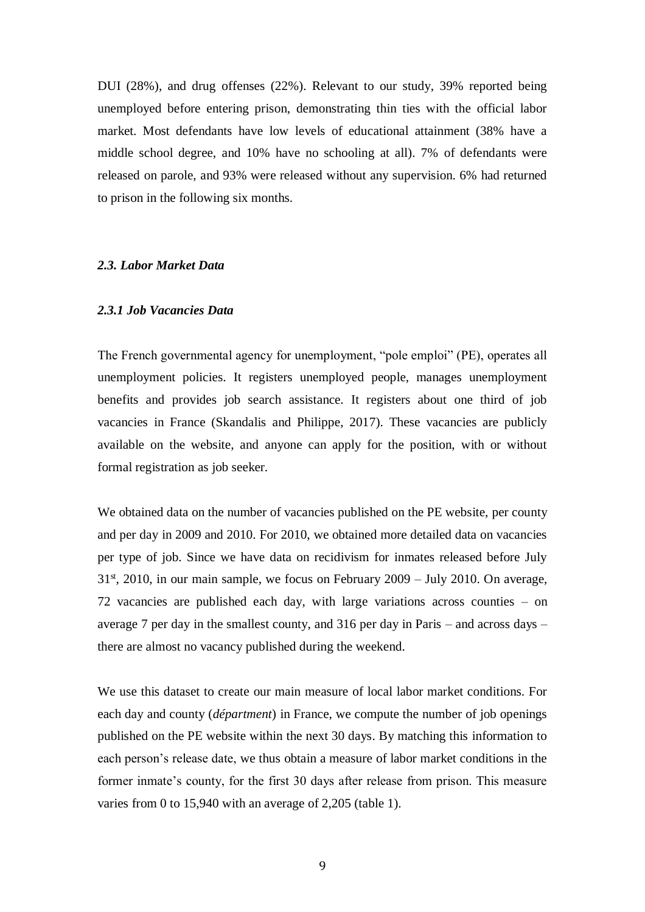DUI (28%), and drug offenses (22%). Relevant to our study, 39% reported being unemployed before entering prison, demonstrating thin ties with the official labor market. Most defendants have low levels of educational attainment (38% have a middle school degree, and 10% have no schooling at all). 7% of defendants were released on parole, and 93% were released without any supervision. 6% had returned to prison in the following six months.

### *2.3. Labor Market Data*

#### *2.3.1 Job Vacancies Data*

The French governmental agency for unemployment, "pole emploi" (PE), operates all unemployment policies. It registers unemployed people, manages unemployment benefits and provides job search assistance. It registers about one third of job vacancies in France (Skandalis and Philippe, 2017). These vacancies are publicly available on the website, and anyone can apply for the position, with or without formal registration as job seeker.

We obtained data on the number of vacancies published on the PE website, per county and per day in 2009 and 2010. For 2010, we obtained more detailed data on vacancies per type of job. Since we have data on recidivism for inmates released before July 31st, 2010, in our main sample, we focus on February 2009 – July 2010. On average, 72 vacancies are published each day, with large variations across counties – on average 7 per day in the smallest county, and 316 per day in Paris – and across days – there are almost no vacancy published during the weekend.

We use this dataset to create our main measure of local labor market conditions. For each day and county (*départment*) in France, we compute the number of job openings published on the PE website within the next 30 days. By matching this information to each person's release date, we thus obtain a measure of labor market conditions in the former inmate's county, for the first 30 days after release from prison. This measure varies from 0 to 15,940 with an average of 2,205 (table 1).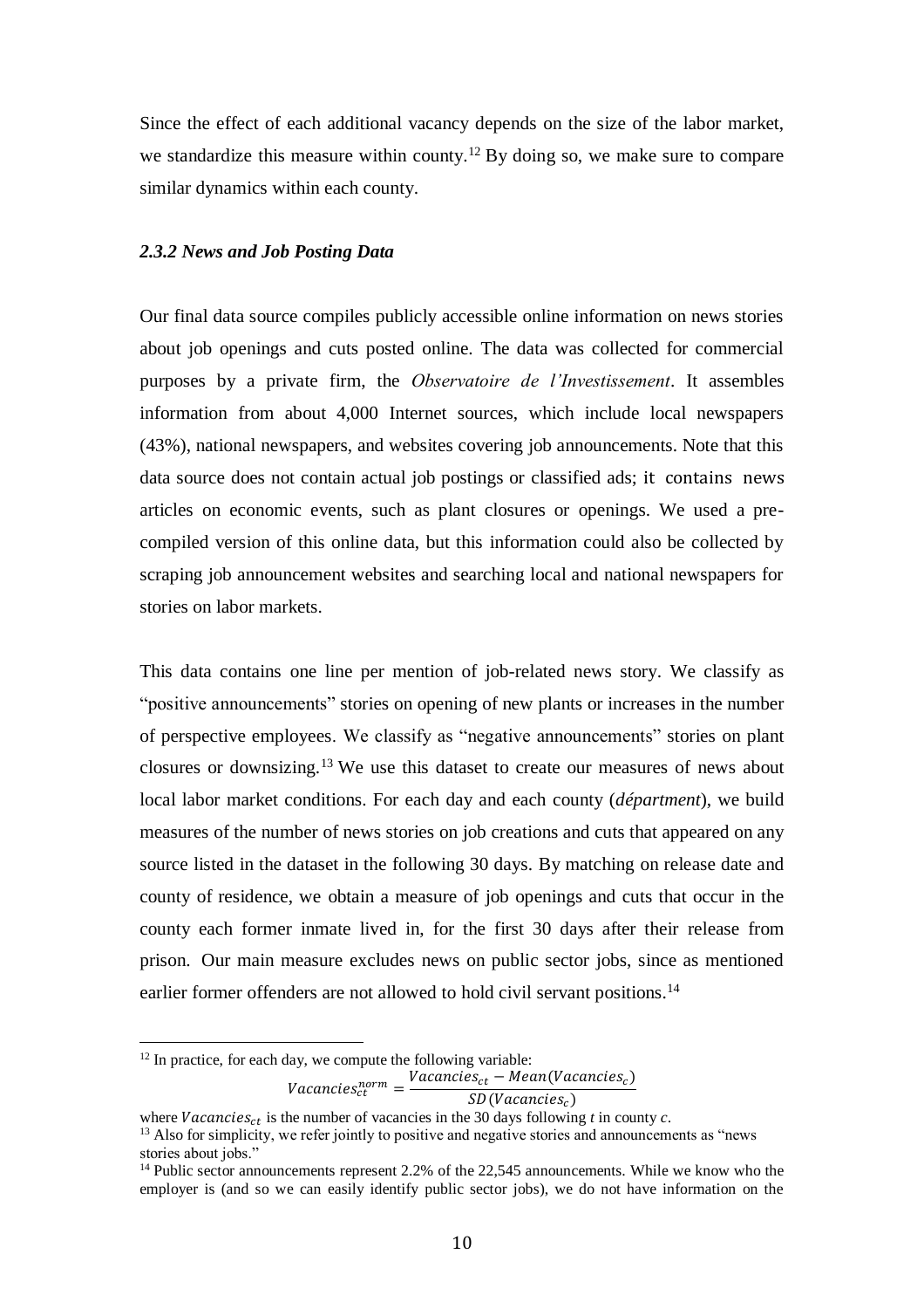Since the effect of each additional vacancy depends on the size of the labor market, we standardize this measure within county.[12] By doing so, we make sure to compare similar dynamics within each county.

### *2.3.2 News and Job Posting Data*

Our final data source compiles publicly accessible online information on news stories about job openings and cuts posted online. The data was collected for commercial purposes by a private firm, the *Observatoire de l'Investissement*. It assembles information from about 4,000 Internet sources, which include local newspapers (43%), national newspapers, and websites covering job announcements. Note that this data source does not contain actual job postings or classified ads; it contains news articles on economic events, such as plant closures or openings. We used a pre-compiled version of this online data, but this information could also be collected by scraping job announcement websites and searching local and national newspapers for stories on labor markets.

This data contains one line per mention of job-related news story. We classify as "positive announcements" stories on opening of new plants or increases in the number of perspective employees. We classify as "negative announcements" stories on plant closures or downsizing.[13] We use this dataset to create our measures of news about local labor market conditions. For each day and each county (*départment*), we build measures of the number of news stories on job creations and cuts that appeared on any source listed in the dataset in the following 30 days. By matching on release date and county of residence, we obtain a measure of job openings and cuts that occur in the county each former inmate lived in, for the first 30 days after their release from prison. Our main measure excludes news on public sector jobs, since as mentioned earlier former offenders are not allowed to hold civil servant positions.[14]

---

[12] In practice, for each day, we compute the following variable:

$$Vacancies_{ct}^{norm} = \frac{Vacancies_{ct} - Mean(Vacancies_c)}{SD(Vacancies_c)}$$

where $Vacancies_{ct}$ is the number of vacancies in the 30 days following $t$ in county $c$.

[13] Also for simplicity, we refer jointly to positive and negative stories and announcements as "news stories about jobs."

[14] Public sector announcements represent 2.2% of the 22,545 announcements. While we know who the employer is (and so we can easily identify public sector jobs), we do not have information on the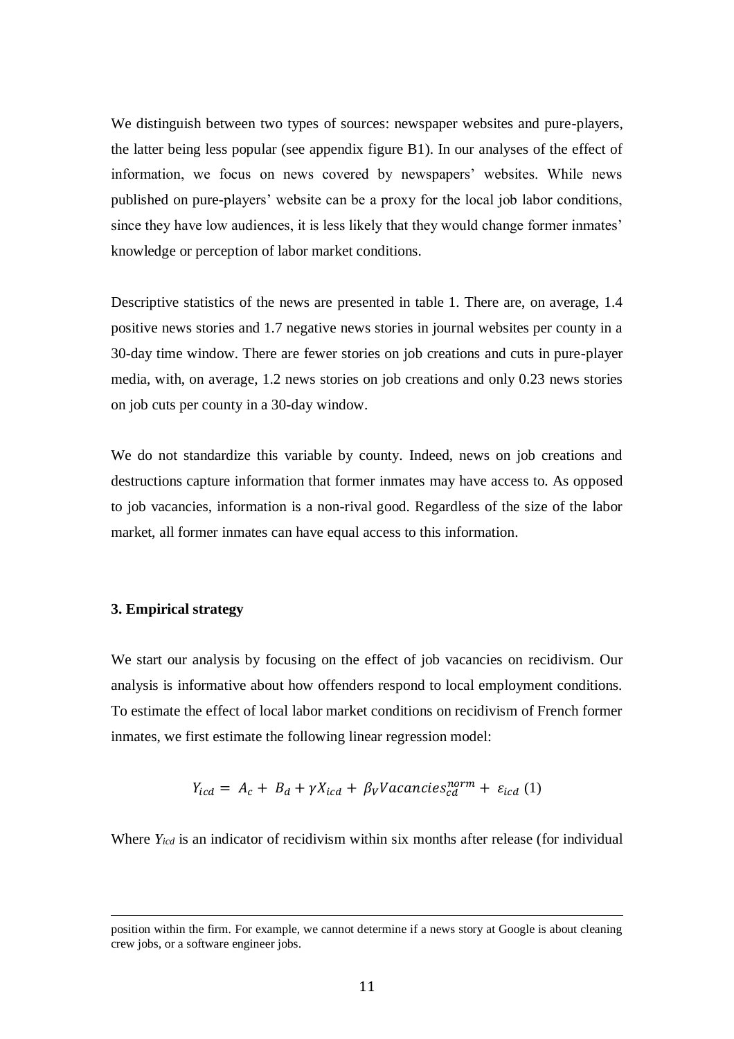We distinguish between two types of sources: newspaper websites and pure-players, the latter being less popular (see appendix figure B1). In our analyses of the effect of information, we focus on news covered by newspapers' websites. While news published on pure-players' website can be a proxy for the local job labor conditions, since they have low audiences, it is less likely that they would change former inmates' knowledge or perception of labor market conditions.

Descriptive statistics of the news are presented in table 1. There are, on average, 1.4 positive news stories and 1.7 negative news stories in journal websites per county in a 30-day time window. There are fewer stories on job creations and cuts in pure-player media, with, on average, 1.2 news stories on job creations and only 0.23 news stories on job cuts per county in a 30-day window.

We do not standardize this variable by county. Indeed, news on job creations and destructions capture information that former inmates may have access to. As opposed to job vacancies, information is a non-rival good. Regardless of the size of the labor market, all former inmates can have equal access to this information.

### 3. Empirical strategy

We start our analysis by focusing on the effect of job vacancies on recidivism. Our analysis is informative about how offenders respond to local employment conditions. To estimate the effect of local labor market conditions on recidivism of French former inmates, we first estimate the following linear regression model:

$$Y_{icd} = A_c + B_d + \gamma X_{icd} + \beta_V Vacancies_{cd}^{norm} + \varepsilon_{icd} \; (1)$$

Where $Y_{icd}$ is an indicator of recidivism within six months after release (for individual

position within the firm. For example, we cannot determine if a news story at Google is about cleaning crew jobs, or a software engineer jobs.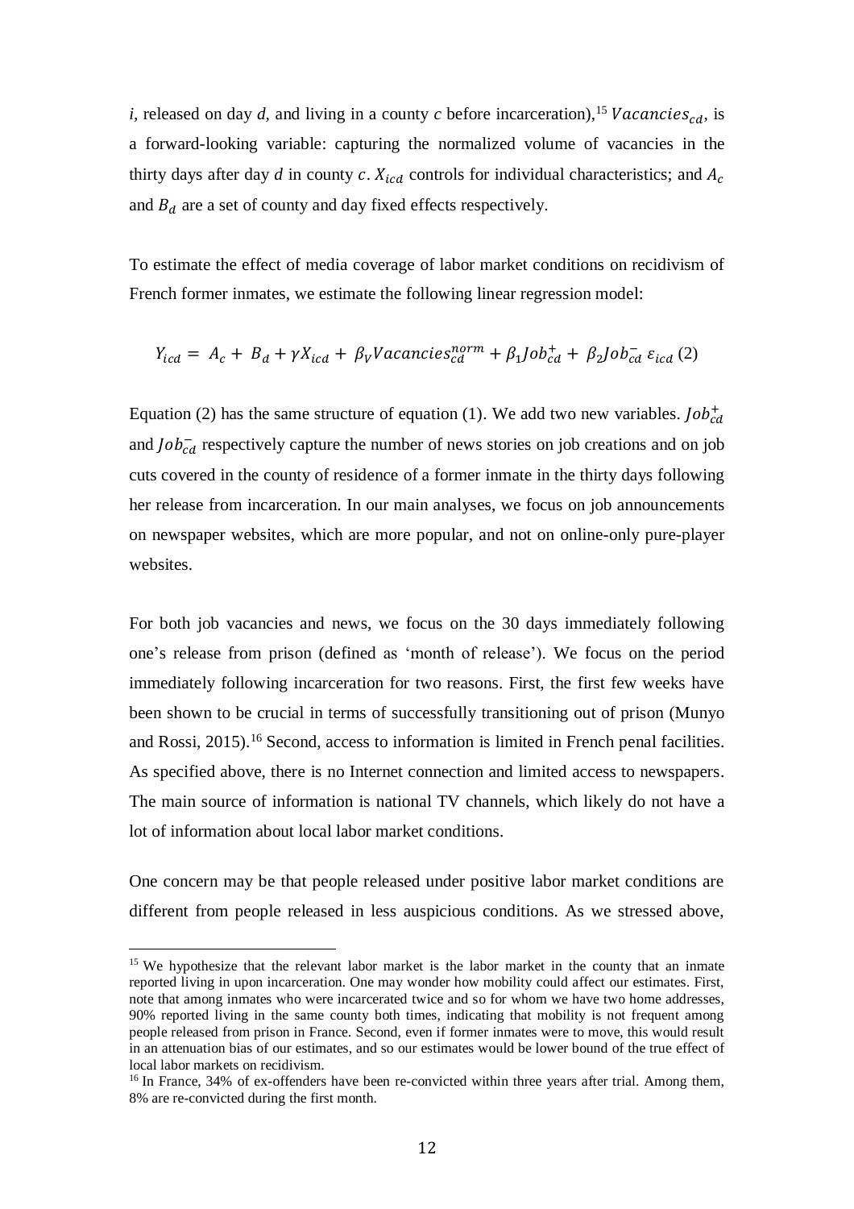*i*, released on day *d*, and living in a county *c* before incarceration),[15] $Vacancies_{cd}$, is a forward-looking variable: capturing the normalized volume of vacancies in the thirty days after day $d$ in county $c$. $X_{icd}$ controls for individual characteristics; and $A_c$ and $B_d$ are a set of county and day fixed effects respectively.

To estimate the effect of media coverage of labor market conditions on recidivism of French former inmates, we estimate the following linear regression model:

$$Y_{icd} = A_c + B_d + \gamma X_{icd} + \beta_V Vacancies_{cd}^{norm} + \beta_1 Job_{cd}^{+} + \beta_2 Job_{cd}^{-} \, \varepsilon_{icd} \quad (2)$$

Equation (2) has the same structure of equation (1). We add two new variables. $Job_{cd}^{+}$ and $Job_{cd}^{-}$ respectively capture the number of news stories on job creations and on job cuts covered in the county of residence of a former inmate in the thirty days following her release from incarceration. In our main analyses, we focus on job announcements on newspaper websites, which are more popular, and not on online-only pure-player websites.

For both job vacancies and news, we focus on the 30 days immediately following one's release from prison (defined as 'month of release'). We focus on the period immediately following incarceration for two reasons. First, the first few weeks have been shown to be crucial in terms of successfully transitioning out of prison (Munyo and Rossi, 2015).[16] Second, access to information is limited in French penal facilities. As specified above, there is no Internet connection and limited access to newspapers. The main source of information is national TV channels, which likely do not have a lot of information about local labor market conditions.

One concern may be that people released under positive labor market conditions are different from people released in less auspicious conditions. As we stressed above,

---

[15] We hypothesize that the relevant labor market is the labor market in the county that an inmate reported living in upon incarceration. One may wonder how mobility could affect our estimates. First, note that among inmates who were incarcerated twice and so for whom we have two home addresses, 90% reported living in the same county both times, indicating that mobility is not frequent among people released from prison in France. Second, even if former inmates were to move, this would result in an attenuation bias of our estimates, and so our estimates would be lower bound of the true effect of local labor markets on recidivism.

[16] In France, 34% of ex-offenders have been re-convicted within three years after trial. Among them, 8% are re-convicted during the first month.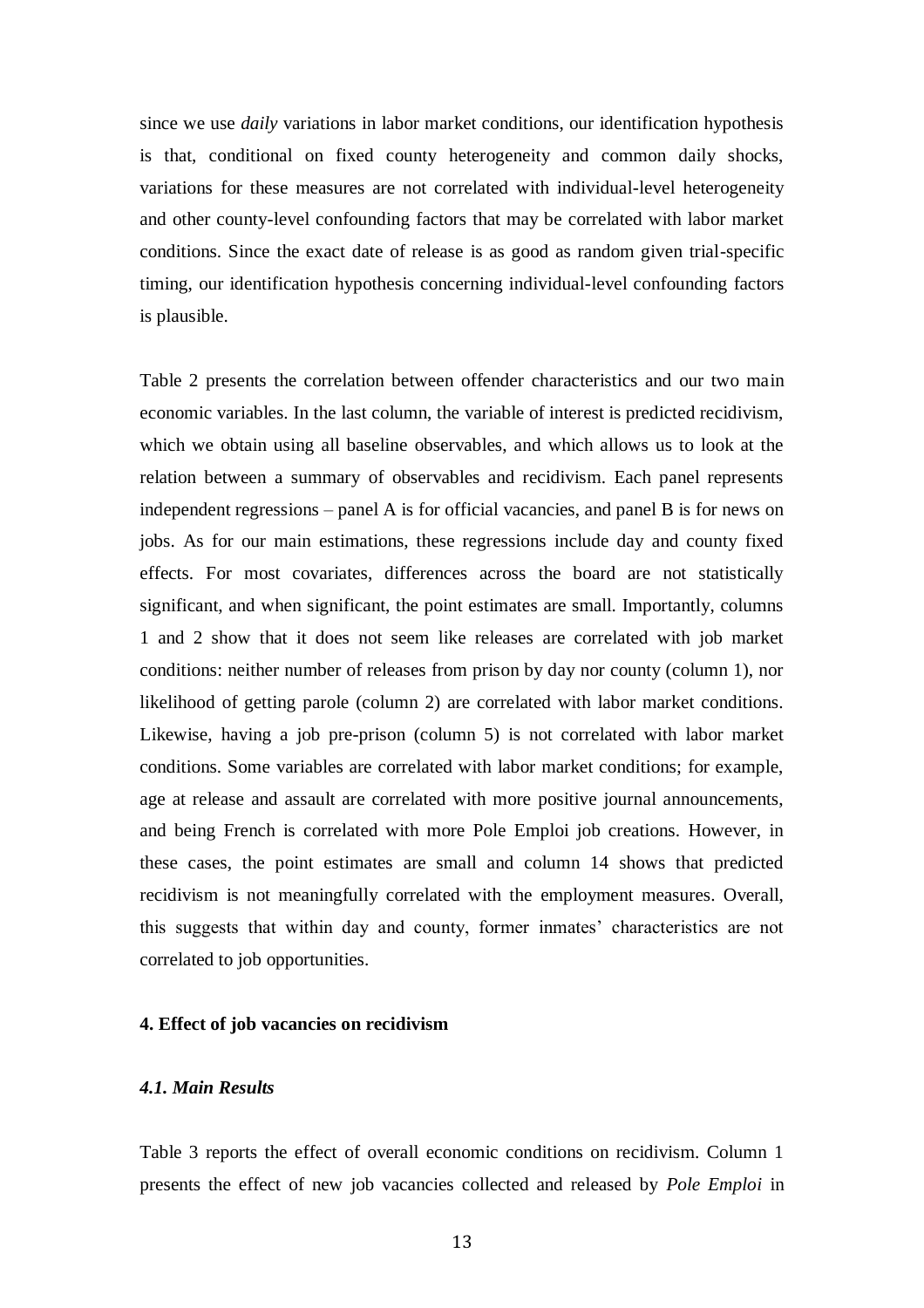since we use *daily* variations in labor market conditions, our identification hypothesis is that, conditional on fixed county heterogeneity and common daily shocks, variations for these measures are not correlated with individual-level heterogeneity and other county-level confounding factors that may be correlated with labor market conditions. Since the exact date of release is as good as random given trial-specific timing, our identification hypothesis concerning individual-level confounding factors is plausible.

Table 2 presents the correlation between offender characteristics and our two main economic variables. In the last column, the variable of interest is predicted recidivism, which we obtain using all baseline observables, and which allows us to look at the relation between a summary of observables and recidivism. Each panel represents independent regressions – panel A is for official vacancies, and panel B is for news on jobs. As for our main estimations, these regressions include day and county fixed effects. For most covariates, differences across the board are not statistically significant, and when significant, the point estimates are small. Importantly, columns 1 and 2 show that it does not seem like releases are correlated with job market conditions: neither number of releases from prison by day nor county (column 1), nor likelihood of getting parole (column 2) are correlated with labor market conditions. Likewise, having a job pre-prison (column 5) is not correlated with labor market conditions. Some variables are correlated with labor market conditions; for example, age at release and assault are correlated with more positive journal announcements, and being French is correlated with more Pole Emploi job creations. However, in these cases, the point estimates are small and column 14 shows that predicted recidivism is not meaningfully correlated with the employment measures. Overall, this suggests that within day and county, former inmates' characteristics are not correlated to job opportunities.

## 4. Effect of job vacancies on recidivism

### *4.1. Main Results*

Table 3 reports the effect of overall economic conditions on recidivism. Column 1 presents the effect of new job vacancies collected and released by *Pole Emploi* in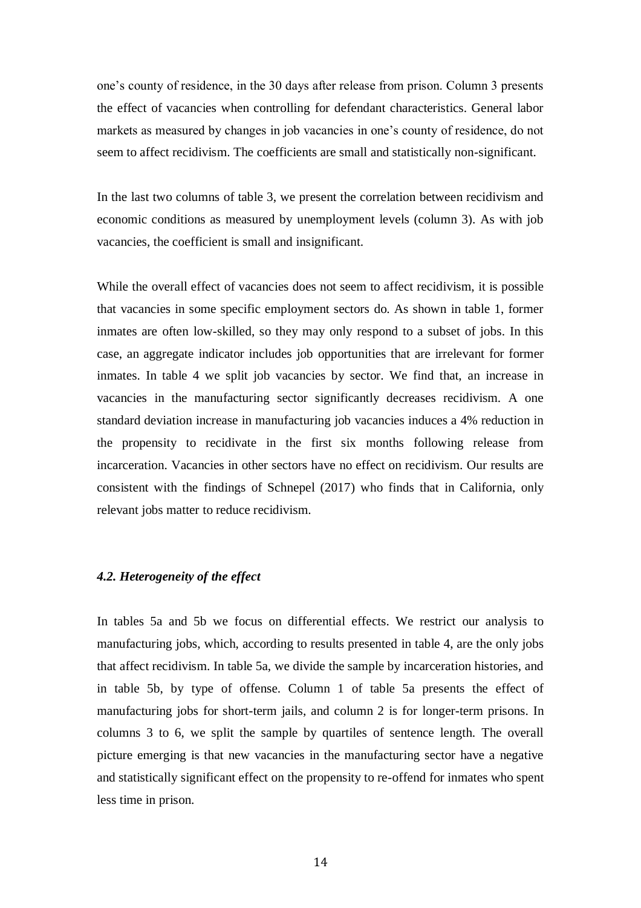one's county of residence, in the 30 days after release from prison. Column 3 presents the effect of vacancies when controlling for defendant characteristics. General labor markets as measured by changes in job vacancies in one's county of residence, do not seem to affect recidivism. The coefficients are small and statistically non-significant.

In the last two columns of table 3, we present the correlation between recidivism and economic conditions as measured by unemployment levels (column 3). As with job vacancies, the coefficient is small and insignificant.

While the overall effect of vacancies does not seem to affect recidivism, it is possible that vacancies in some specific employment sectors do. As shown in table 1, former inmates are often low-skilled, so they may only respond to a subset of jobs. In this case, an aggregate indicator includes job opportunities that are irrelevant for former inmates. In table 4 we split job vacancies by sector. We find that, an increase in vacancies in the manufacturing sector significantly decreases recidivism. A one standard deviation increase in manufacturing job vacancies induces a 4% reduction in the propensity to recidivate in the first six months following release from incarceration. Vacancies in other sectors have no effect on recidivism. Our results are consistent with the findings of Schnepel (2017) who finds that in California, only relevant jobs matter to reduce recidivism.

### *4.2. Heterogeneity of the effect*

In tables 5a and 5b we focus on differential effects. We restrict our analysis to manufacturing jobs, which, according to results presented in table 4, are the only jobs that affect recidivism. In table 5a, we divide the sample by incarceration histories, and in table 5b, by type of offense. Column 1 of table 5a presents the effect of manufacturing jobs for short-term jails, and column 2 is for longer-term prisons. In columns 3 to 6, we split the sample by quartiles of sentence length. The overall picture emerging is that new vacancies in the manufacturing sector have a negative and statistically significant effect on the propensity to re-offend for inmates who spent less time in prison.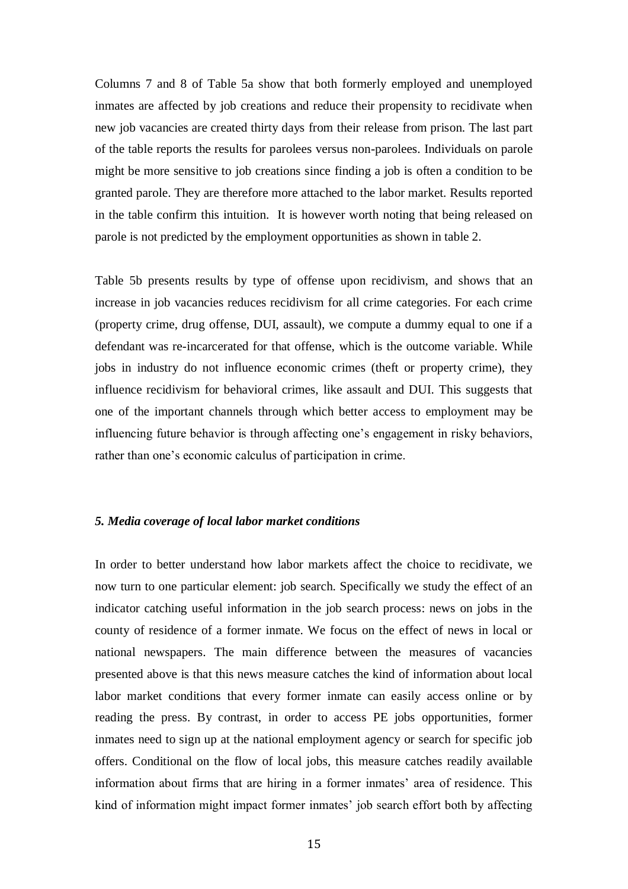Columns 7 and 8 of Table 5a show that both formerly employed and unemployed inmates are affected by job creations and reduce their propensity to recidivate when new job vacancies are created thirty days from their release from prison. The last part of the table reports the results for parolees versus non-parolees. Individuals on parole might be more sensitive to job creations since finding a job is often a condition to be granted parole. They are therefore more attached to the labor market. Results reported in the table confirm this intuition. It is however worth noting that being released on parole is not predicted by the employment opportunities as shown in table 2.

Table 5b presents results by type of offense upon recidivism, and shows that an increase in job vacancies reduces recidivism for all crime categories. For each crime (property crime, drug offense, DUI, assault), we compute a dummy equal to one if a defendant was re-incarcerated for that offense, which is the outcome variable. While jobs in industry do not influence economic crimes (theft or property crime), they influence recidivism for behavioral crimes, like assault and DUI. This suggests that one of the important channels through which better access to employment may be influencing future behavior is through affecting one's engagement in risky behaviors, rather than one's economic calculus of participation in crime.

### *5. Media coverage of local labor market conditions*

In order to better understand how labor markets affect the choice to recidivate, we now turn to one particular element: job search. Specifically we study the effect of an indicator catching useful information in the job search process: news on jobs in the county of residence of a former inmate. We focus on the effect of news in local or national newspapers. The main difference between the measures of vacancies presented above is that this news measure catches the kind of information about local labor market conditions that every former inmate can easily access online or by reading the press. By contrast, in order to access PE jobs opportunities, former inmates need to sign up at the national employment agency or search for specific job offers. Conditional on the flow of local jobs, this measure catches readily available information about firms that are hiring in a former inmates' area of residence. This kind of information might impact former inmates' job search effort both by affecting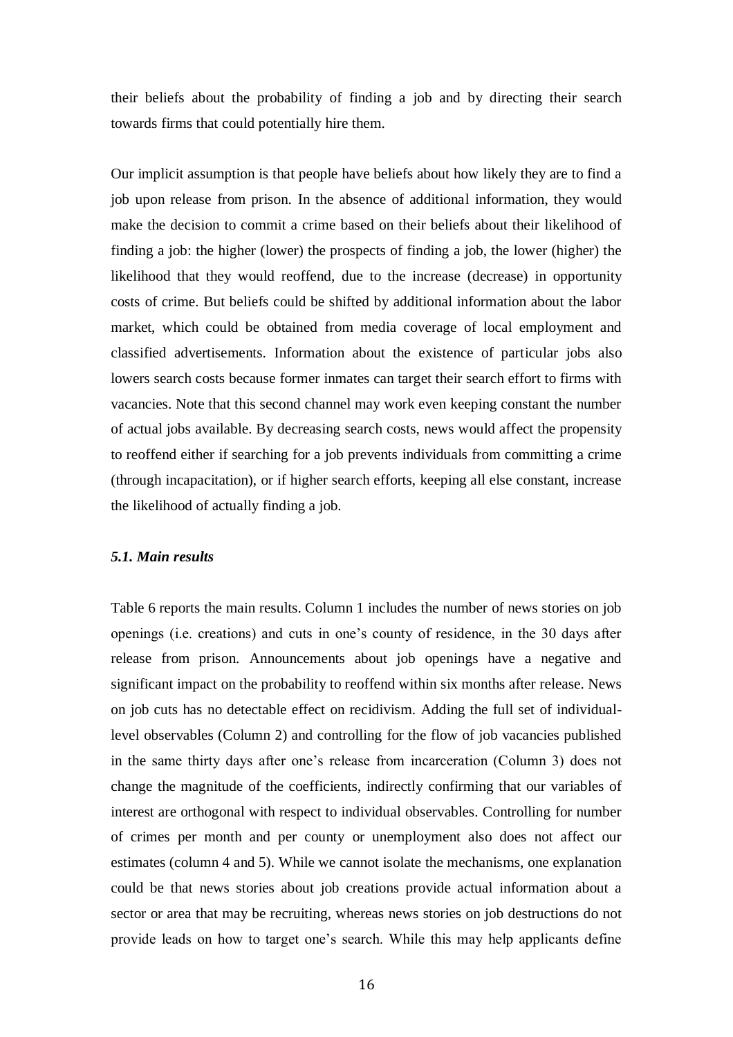their beliefs about the probability of finding a job and by directing their search towards firms that could potentially hire them.

Our implicit assumption is that people have beliefs about how likely they are to find a job upon release from prison. In the absence of additional information, they would make the decision to commit a crime based on their beliefs about their likelihood of finding a job: the higher (lower) the prospects of finding a job, the lower (higher) the likelihood that they would reoffend, due to the increase (decrease) in opportunity costs of crime. But beliefs could be shifted by additional information about the labor market, which could be obtained from media coverage of local employment and classified advertisements. Information about the existence of particular jobs also lowers search costs because former inmates can target their search effort to firms with vacancies. Note that this second channel may work even keeping constant the number of actual jobs available. By decreasing search costs, news would affect the propensity to reoffend either if searching for a job prevents individuals from committing a crime (through incapacitation), or if higher search efforts, keeping all else constant, increase the likelihood of actually finding a job.

### *5.1. Main results*

Table 6 reports the main results. Column 1 includes the number of news stories on job openings (i.e. creations) and cuts in one's county of residence, in the 30 days after release from prison. Announcements about job openings have a negative and significant impact on the probability to reoffend within six months after release. News on job cuts has no detectable effect on recidivism. Adding the full set of individual-level observables (Column 2) and controlling for the flow of job vacancies published in the same thirty days after one's release from incarceration (Column 3) does not change the magnitude of the coefficients, indirectly confirming that our variables of interest are orthogonal with respect to individual observables. Controlling for number of crimes per month and per county or unemployment also does not affect our estimates (column 4 and 5). While we cannot isolate the mechanisms, one explanation could be that news stories about job creations provide actual information about a sector or area that may be recruiting, whereas news stories on job destructions do not provide leads on how to target one's search. While this may help applicants define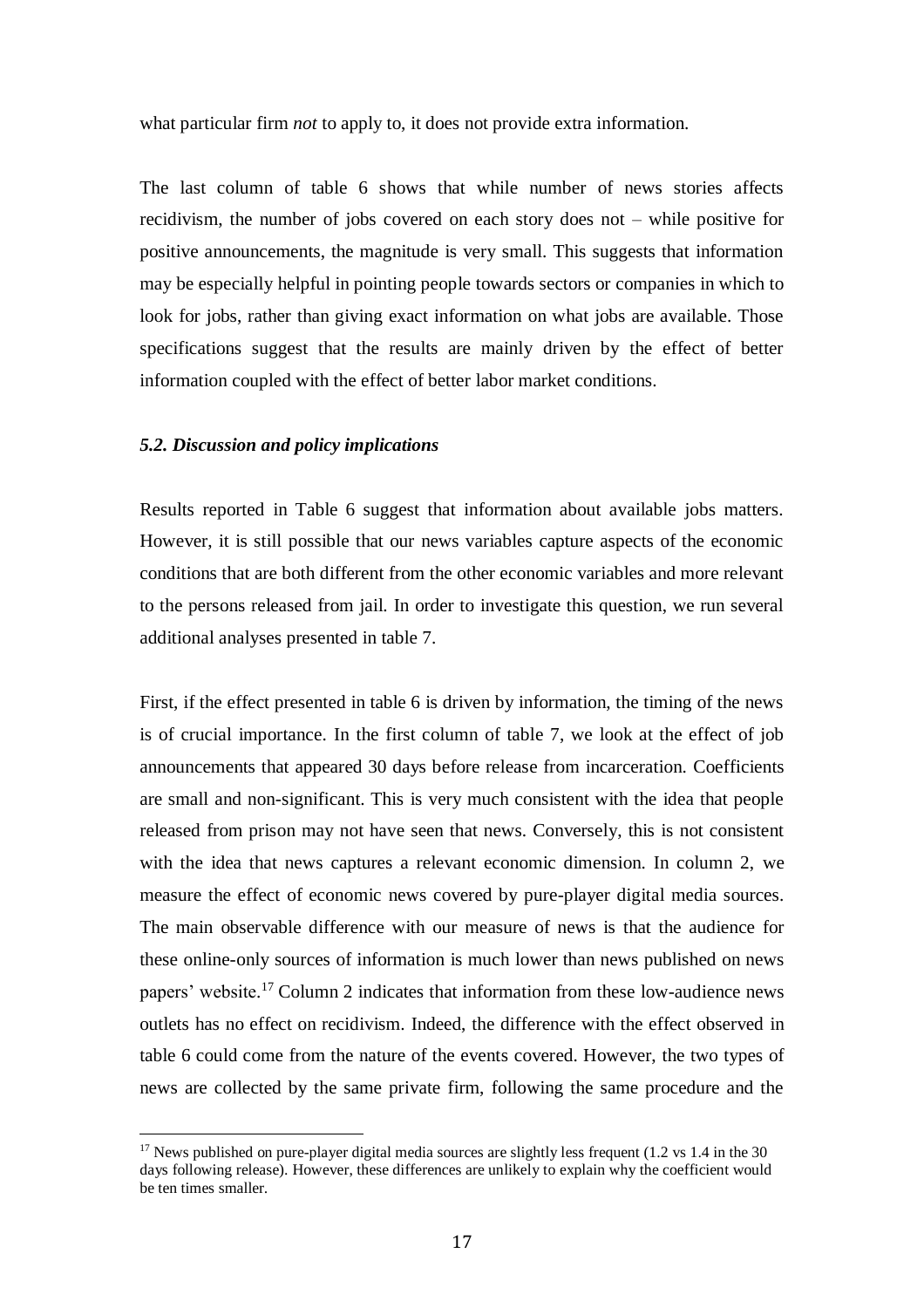what particular firm *not* to apply to, it does not provide extra information.

The last column of table 6 shows that while number of news stories affects recidivism, the number of jobs covered on each story does not – while positive for positive announcements, the magnitude is very small. This suggests that information may be especially helpful in pointing people towards sectors or companies in which to look for jobs, rather than giving exact information on what jobs are available. Those specifications suggest that the results are mainly driven by the effect of better information coupled with the effect of better labor market conditions.

### *5.2. Discussion and policy implications*

Results reported in Table 6 suggest that information about available jobs matters. However, it is still possible that our news variables capture aspects of the economic conditions that are both different from the other economic variables and more relevant to the persons released from jail. In order to investigate this question, we run several additional analyses presented in table 7.

First, if the effect presented in table 6 is driven by information, the timing of the news is of crucial importance. In the first column of table 7, we look at the effect of job announcements that appeared 30 days before release from incarceration. Coefficients are small and non-significant. This is very much consistent with the idea that people released from prison may not have seen that news. Conversely, this is not consistent with the idea that news captures a relevant economic dimension. In column 2, we measure the effect of economic news covered by pure-player digital media sources. The main observable difference with our measure of news is that the audience for these online-only sources of information is much lower than news published on news papers' website.[17] Column 2 indicates that information from these low-audience news outlets has no effect on recidivism. Indeed, the difference with the effect observed in table 6 could come from the nature of the events covered. However, the two types of news are collected by the same private firm, following the same procedure and the

[17] News published on pure-player digital media sources are slightly less frequent (1.2 vs 1.4 in the 30 days following release). However, these differences are unlikely to explain why the coefficient would be ten times smaller.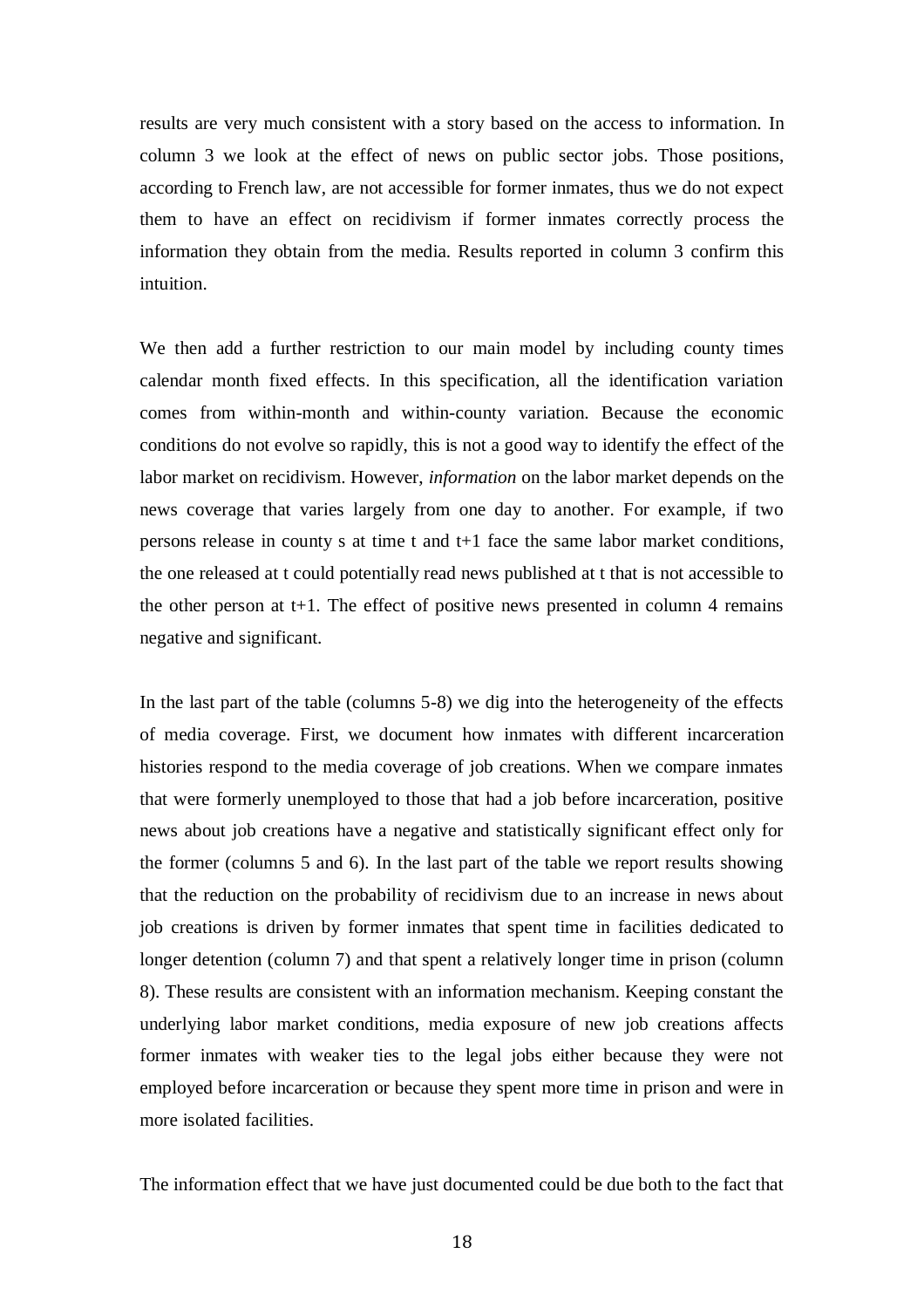results are very much consistent with a story based on the access to information. In column 3 we look at the effect of news on public sector jobs. Those positions, according to French law, are not accessible for former inmates, thus we do not expect them to have an effect on recidivism if former inmates correctly process the information they obtain from the media. Results reported in column 3 confirm this intuition.

We then add a further restriction to our main model by including county times calendar month fixed effects. In this specification, all the identification variation comes from within-month and within-county variation. Because the economic conditions do not evolve so rapidly, this is not a good way to identify the effect of the labor market on recidivism. However, *information* on the labor market depends on the news coverage that varies largely from one day to another. For example, if two persons release in county s at time t and t+1 face the same labor market conditions, the one released at t could potentially read news published at t that is not accessible to the other person at t+1. The effect of positive news presented in column 4 remains negative and significant.

In the last part of the table (columns 5-8) we dig into the heterogeneity of the effects of media coverage. First, we document how inmates with different incarceration histories respond to the media coverage of job creations. When we compare inmates that were formerly unemployed to those that had a job before incarceration, positive news about job creations have a negative and statistically significant effect only for the former (columns 5 and 6). In the last part of the table we report results showing that the reduction on the probability of recidivism due to an increase in news about job creations is driven by former inmates that spent time in facilities dedicated to longer detention (column 7) and that spent a relatively longer time in prison (column 8). These results are consistent with an information mechanism. Keeping constant the underlying labor market conditions, media exposure of new job creations affects former inmates with weaker ties to the legal jobs either because they were not employed before incarceration or because they spent more time in prison and were in more isolated facilities.

The information effect that we have just documented could be due both to the fact that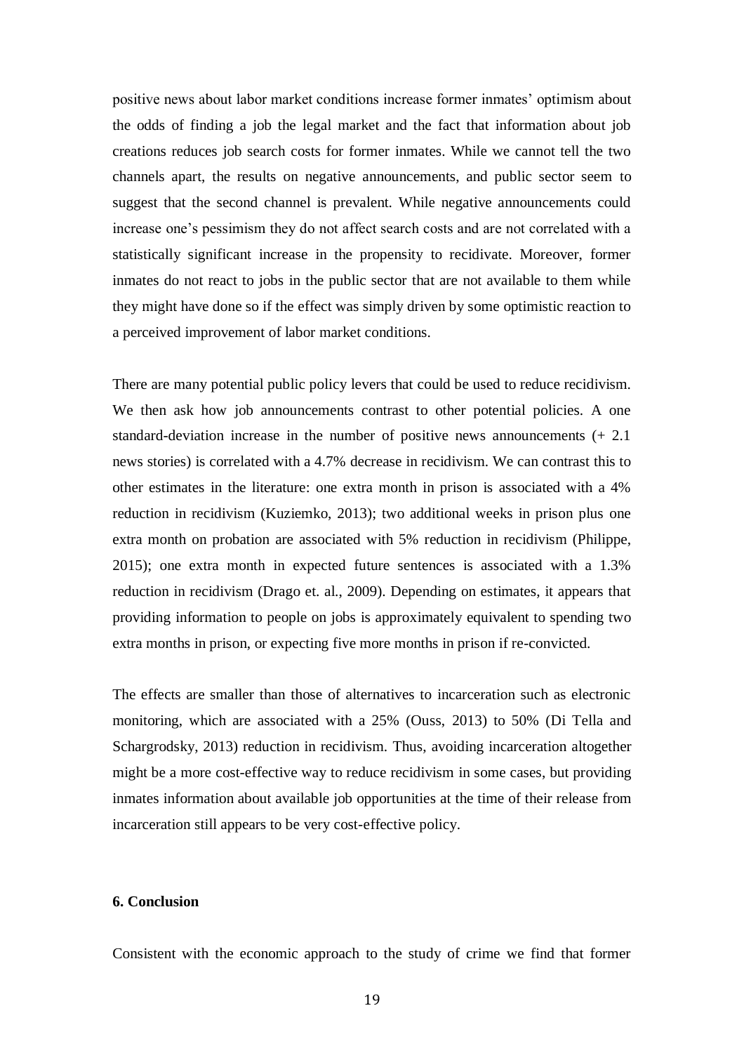positive news about labor market conditions increase former inmates' optimism about the odds of finding a job the legal market and the fact that information about job creations reduces job search costs for former inmates. While we cannot tell the two channels apart, the results on negative announcements, and public sector seem to suggest that the second channel is prevalent. While negative announcements could increase one's pessimism they do not affect search costs and are not correlated with a statistically significant increase in the propensity to recidivate. Moreover, former inmates do not react to jobs in the public sector that are not available to them while they might have done so if the effect was simply driven by some optimistic reaction to a perceived improvement of labor market conditions.

There are many potential public policy levers that could be used to reduce recidivism. We then ask how job announcements contrast to other potential policies. A one standard-deviation increase in the number of positive news announcements (+ 2.1 news stories) is correlated with a 4.7% decrease in recidivism. We can contrast this to other estimates in the literature: one extra month in prison is associated with a 4% reduction in recidivism (Kuziemko, 2013); two additional weeks in prison plus one extra month on probation are associated with 5% reduction in recidivism (Philippe, 2015); one extra month in expected future sentences is associated with a 1.3% reduction in recidivism (Drago et. al., 2009). Depending on estimates, it appears that providing information to people on jobs is approximately equivalent to spending two extra months in prison, or expecting five more months in prison if re-convicted.

The effects are smaller than those of alternatives to incarceration such as electronic monitoring, which are associated with a 25% (Ouss, 2013) to 50% (Di Tella and Schargrodsky, 2013) reduction in recidivism. Thus, avoiding incarceration altogether might be a more cost-effective way to reduce recidivism in some cases, but providing inmates information about available job opportunities at the time of their release from incarceration still appears to be very cost-effective policy.

## 6. Conclusion

Consistent with the economic approach to the study of crime we find that former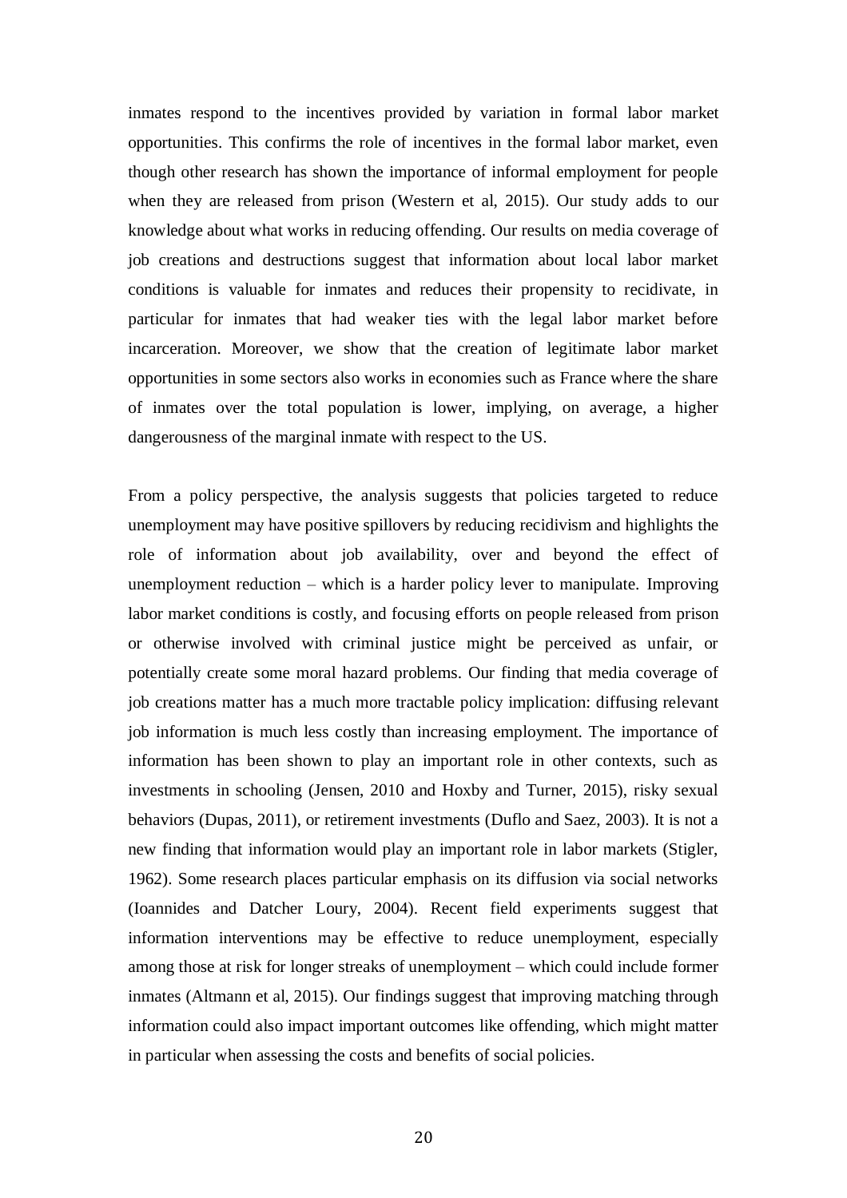inmates respond to the incentives provided by variation in formal labor market opportunities. This confirms the role of incentives in the formal labor market, even though other research has shown the importance of informal employment for people when they are released from prison (Western et al, 2015). Our study adds to our knowledge about what works in reducing offending. Our results on media coverage of job creations and destructions suggest that information about local labor market conditions is valuable for inmates and reduces their propensity to recidivate, in particular for inmates that had weaker ties with the legal labor market before incarceration. Moreover, we show that the creation of legitimate labor market opportunities in some sectors also works in economies such as France where the share of inmates over the total population is lower, implying, on average, a higher dangerousness of the marginal inmate with respect to the US.

From a policy perspective, the analysis suggests that policies targeted to reduce unemployment may have positive spillovers by reducing recidivism and highlights the role of information about job availability, over and beyond the effect of unemployment reduction – which is a harder policy lever to manipulate. Improving labor market conditions is costly, and focusing efforts on people released from prison or otherwise involved with criminal justice might be perceived as unfair, or potentially create some moral hazard problems. Our finding that media coverage of job creations matter has a much more tractable policy implication: diffusing relevant job information is much less costly than increasing employment. The importance of information has been shown to play an important role in other contexts, such as investments in schooling (Jensen, 2010 and Hoxby and Turner, 2015), risky sexual behaviors (Dupas, 2011), or retirement investments (Duflo and Saez, 2003). It is not a new finding that information would play an important role in labor markets (Stigler, 1962). Some research places particular emphasis on its diffusion via social networks (Ioannides and Datcher Loury, 2004). Recent field experiments suggest that information interventions may be effective to reduce unemployment, especially among those at risk for longer streaks of unemployment – which could include former inmates (Altmann et al, 2015). Our findings suggest that improving matching through information could also impact important outcomes like offending, which might matter in particular when assessing the costs and benefits of social policies.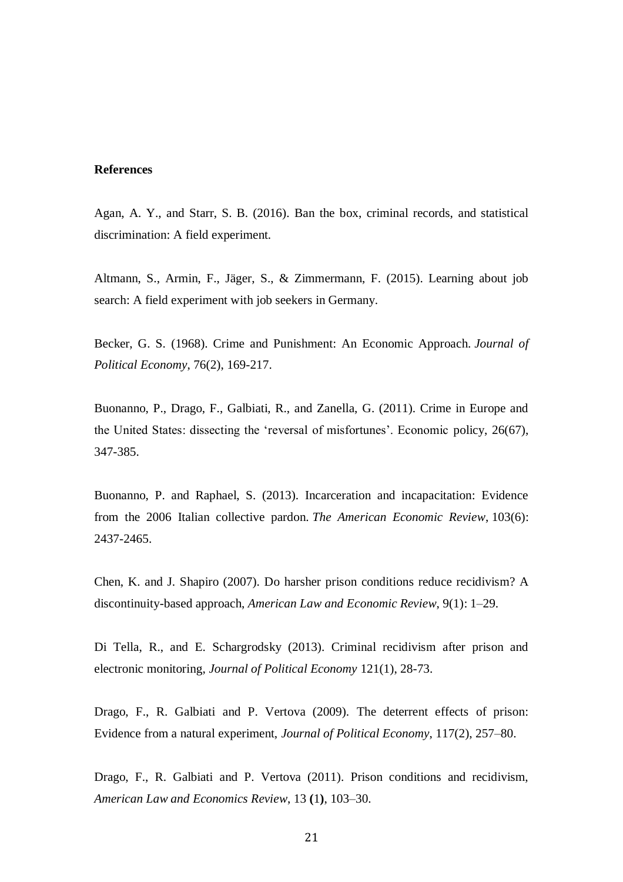**References**

Agan, A. Y., and Starr, S. B. (2016). Ban the box, criminal records, and statistical discrimination: A field experiment.

Altmann, S., Armin, F., Jäger, S., & Zimmermann, F. (2015). Learning about job search: A field experiment with job seekers in Germany.

Becker, G. S. (1968). Crime and Punishment: An Economic Approach. *Journal of Political Economy*, 76(2), 169-217.

Buonanno, P., Drago, F., Galbiati, R., and Zanella, G. (2011). Crime in Europe and the United States: dissecting the 'reversal of misfortunes'. Economic policy, 26(67), 347-385.

Buonanno, P. and Raphael, S. (2013). Incarceration and incapacitation: Evidence from the 2006 Italian collective pardon. *The American Economic Review*, 103(6): 2437-2465.

Chen, K. and J. Shapiro (2007). Do harsher prison conditions reduce recidivism? A discontinuity-based approach, *American Law and Economic Review*, 9(1): 1–29.

Di Tella, R., and E. Schargrodsky (2013). Criminal recidivism after prison and electronic monitoring, *Journal of Political Economy* 121(1), 28-73.

Drago, F., R. Galbiati and P. Vertova (2009). The deterrent effects of prison: Evidence from a natural experiment, *Journal of Political Economy*, 117(2), 257–80.

Drago, F., R. Galbiati and P. Vertova (2011). Prison conditions and recidivism, *American Law and Economics Review*, 13 **(**1**)**, 103–30.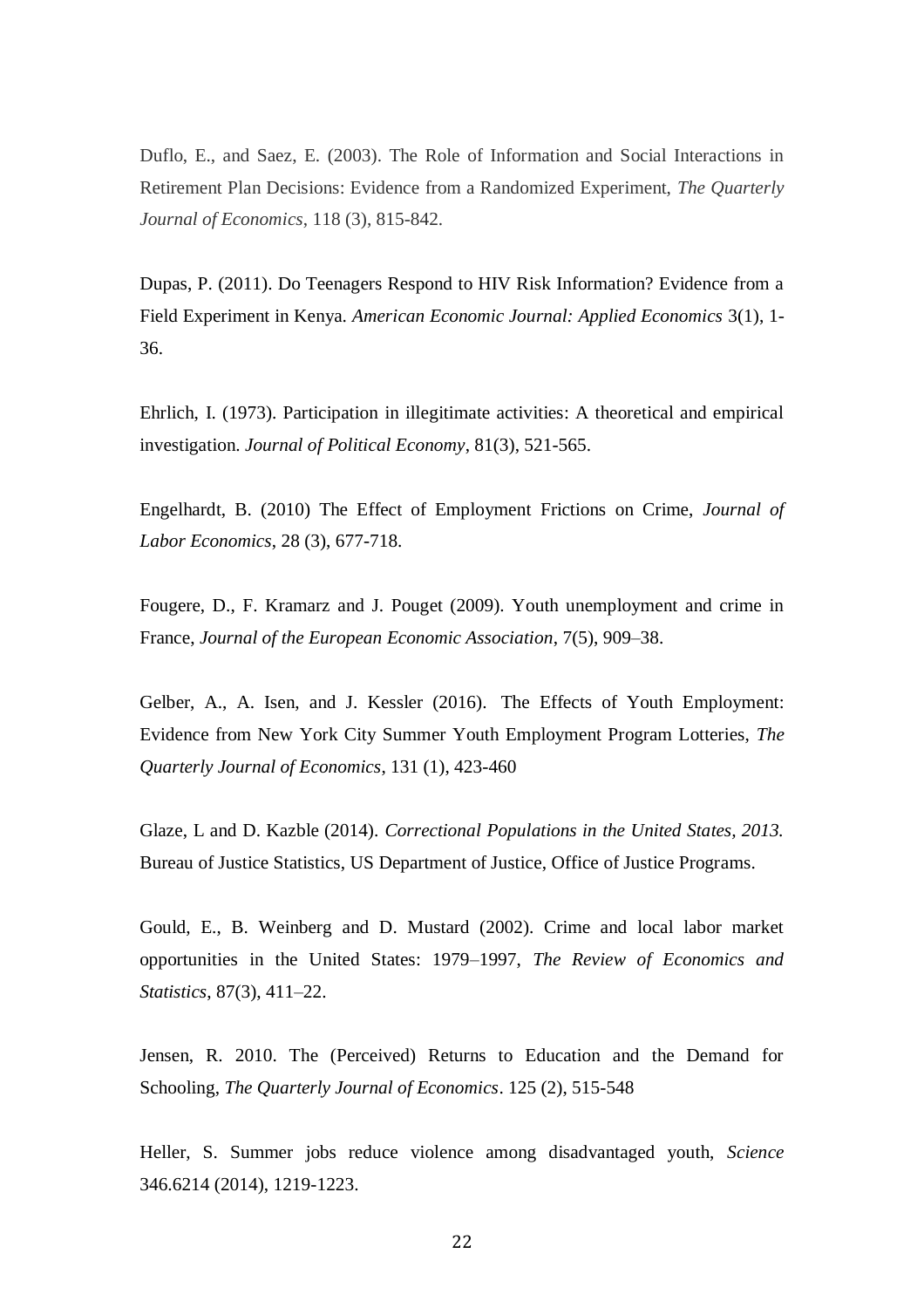Duflo, E., and Saez, E. (2003). The Role of Information and Social Interactions in Retirement Plan Decisions: Evidence from a Randomized Experiment, *The Quarterly Journal of Economics*, 118 (3), 815-842.

Dupas, P. (2011). Do Teenagers Respond to HIV Risk Information? Evidence from a Field Experiment in Kenya. *American Economic Journal: Applied Economics* 3(1), 1-36.

Ehrlich, I. (1973). Participation in illegitimate activities: A theoretical and empirical investigation. *Journal of Political Economy*, 81(3), 521-565.

Engelhardt, B. (2010) The Effect of Employment Frictions on Crime, *Journal of Labor Economics*, 28 (3), 677-718.

Fougere, D., F. Kramarz and J. Pouget (2009). Youth unemployment and crime in France, *Journal of the European Economic Association*, 7(5), 909–38.

Gelber, A., A. Isen, and J. Kessler (2016). The Effects of Youth Employment: Evidence from New York City Summer Youth Employment Program Lotteries, *The Quarterly Journal of Economics*, 131 (1), 423-460

Glaze, L and D. Kazble (2014). *Correctional Populations in the United States, 2013.* Bureau of Justice Statistics, US Department of Justice, Office of Justice Programs.

Gould, E., B. Weinberg and D. Mustard (2002). Crime and local labor market opportunities in the United States: 1979–1997, *The Review of Economics and Statistics*, 87(3), 411–22.

Jensen, R. 2010. The (Perceived) Returns to Education and the Demand for Schooling, *The Quarterly Journal of Economics*. 125 (2), 515-548

Heller, S. Summer jobs reduce violence among disadvantaged youth, *Science* 346.6214 (2014), 1219-1223.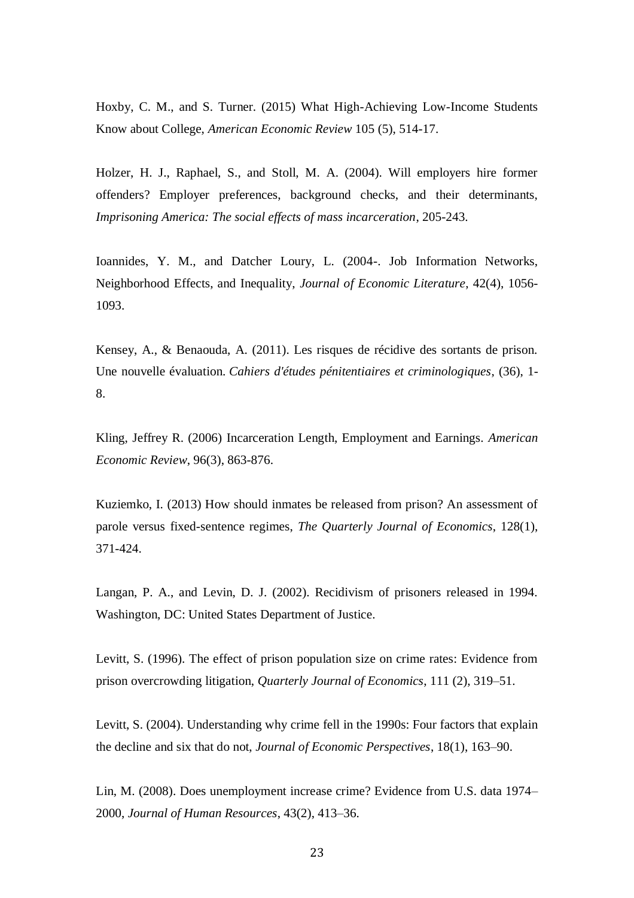Hoxby, C. M., and S. Turner. (2015) What High-Achieving Low-Income Students Know about College, *American Economic Review* 105 (5), 514-17.

Holzer, H. J., Raphael, S., and Stoll, M. A. (2004). Will employers hire former offenders? Employer preferences, background checks, and their determinants, *Imprisoning America: The social effects of mass incarceration*, 205-243.

Ioannides, Y. M., and Datcher Loury, L. (2004-. Job Information Networks, Neighborhood Effects, and Inequality, *Journal of Economic Literature*, 42(4), 1056-1093.

Kensey, A., & Benaouda, A. (2011). Les risques de récidive des sortants de prison. Une nouvelle évaluation. *Cahiers d'études pénitentiaires et criminologiques*, (36), 1-8.

Kling, Jeffrey R. (2006) Incarceration Length, Employment and Earnings. *American Economic Review*, 96(3), 863-876.

Kuziemko, I. (2013) How should inmates be released from prison? An assessment of parole versus fixed-sentence regimes, *The Quarterly Journal of Economics*, 128(1), 371-424.

Langan, P. A., and Levin, D. J. (2002). Recidivism of prisoners released in 1994. Washington, DC: United States Department of Justice.

Levitt, S. (1996). The effect of prison population size on crime rates: Evidence from prison overcrowding litigation, *Quarterly Journal of Economics*, 111 (2), 319–51.

Levitt, S. (2004). Understanding why crime fell in the 1990s: Four factors that explain the decline and six that do not, *Journal of Economic Perspectives*, 18(1), 163–90.

Lin, M. (2008). Does unemployment increase crime? Evidence from U.S. data 1974–2000, *Journal of Human Resources*, 43(2), 413–36.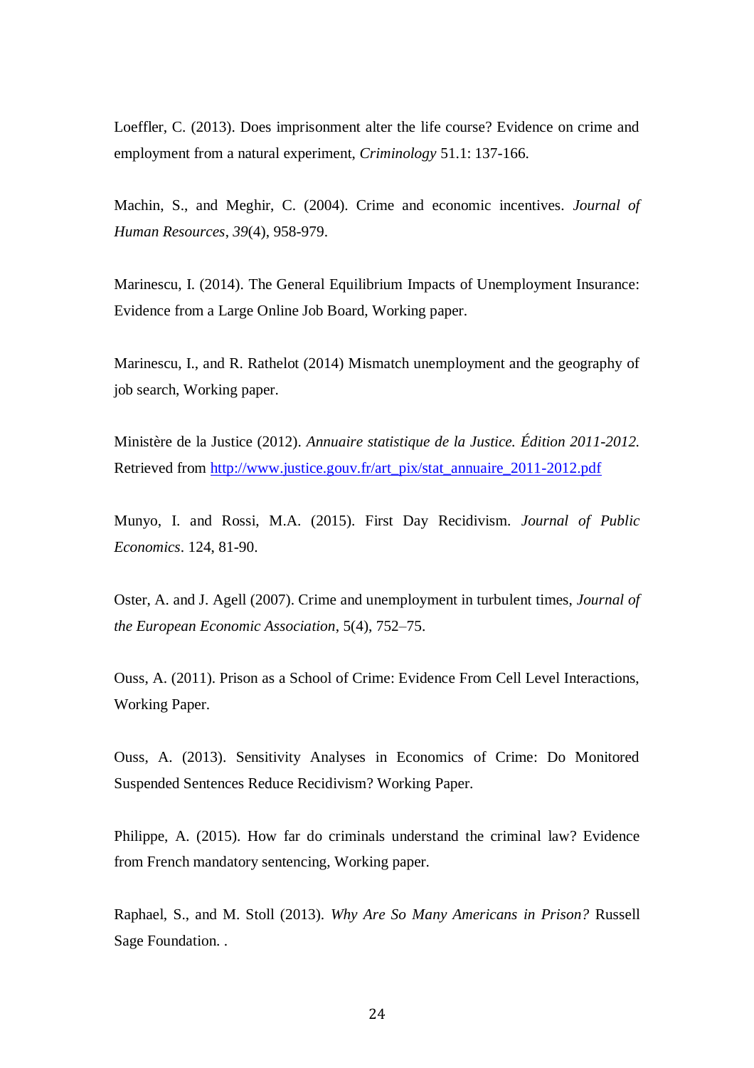Loeffler, C. (2013). Does imprisonment alter the life course? Evidence on crime and employment from a natural experiment, *Criminology* 51.1: 137-166.

Machin, S., and Meghir, C. (2004). Crime and economic incentives. *Journal of Human Resources*, *39*(4), 958-979.

Marinescu, I. (2014). The General Equilibrium Impacts of Unemployment Insurance: Evidence from a Large Online Job Board, Working paper.

Marinescu, I., and R. Rathelot (2014) Mismatch unemployment and the geography of job search, Working paper.

Ministère de la Justice (2012). *Annuaire statistique de la Justice. Édition 2011-2012.* Retrieved from [http://www.justice.gouv.fr/art_pix/stat_annuaire_2011-2012.pdf](http://www.justice.gouv.fr/art_pix/stat_annuaire_2011-2012.pdf)

Munyo, I. and Rossi, M.A. (2015). First Day Recidivism. *Journal of Public Economics*. 124, 81-90.

Oster, A. and J. Agell (2007). Crime and unemployment in turbulent times, *Journal of the European Economic Association*, 5(4), 752–75.

Ouss, A. (2011). Prison as a School of Crime: Evidence From Cell Level Interactions, Working Paper.

Ouss, A. (2013). Sensitivity Analyses in Economics of Crime: Do Monitored Suspended Sentences Reduce Recidivism? Working Paper.

Philippe, A. (2015). How far do criminals understand the criminal law? Evidence from French mandatory sentencing, Working paper.

Raphael, S., and M. Stoll (2013). *Why Are So Many Americans in Prison?* Russell Sage Foundation. .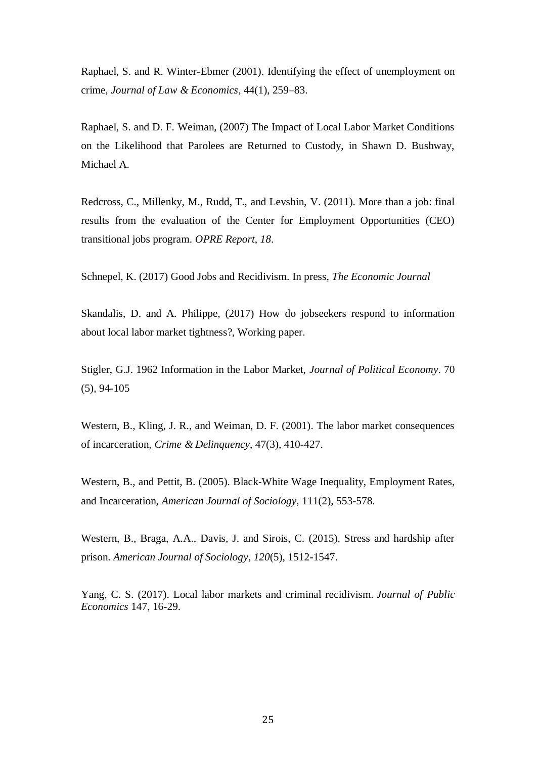Raphael, S. and R. Winter-Ebmer (2001). Identifying the effect of unemployment on crime, *Journal of Law & Economics*, 44(1), 259–83.

Raphael, S. and D. F. Weiman, (2007) The Impact of Local Labor Market Conditions on the Likelihood that Parolees are Returned to Custody, in Shawn D. Bushway, Michael A.

Redcross, C., Millenky, M., Rudd, T., and Levshin, V. (2011). More than a job: final results from the evaluation of the Center for Employment Opportunities (CEO) transitional jobs program. *OPRE Report*, *18*.

Schnepel, K. (2017) Good Jobs and Recidivism. In press, *The Economic Journal*

Skandalis, D. and A. Philippe, (2017) How do jobseekers respond to information about local labor market tightness?, Working paper.

Stigler, G.J. 1962 Information in the Labor Market, *Journal of Political Economy*. 70 (5), 94-105

Western, B., Kling, J. R., and Weiman, D. F. (2001). The labor market consequences of incarceration, *Crime & Delinquency*, 47(3), 410-427.

Western, B., and Pettit, B. (2005). Black-White Wage Inequality, Employment Rates, and Incarceration, *American Journal of Sociology*, 111(2), 553-578.

Western, B., Braga, A.A., Davis, J. and Sirois, C. (2015). Stress and hardship after prison. *American Journal of Sociology*, *120*(5), 1512-1547.

Yang, C. S. (2017). Local labor markets and criminal recidivism. *Journal of Public Economics* 147, 16-29.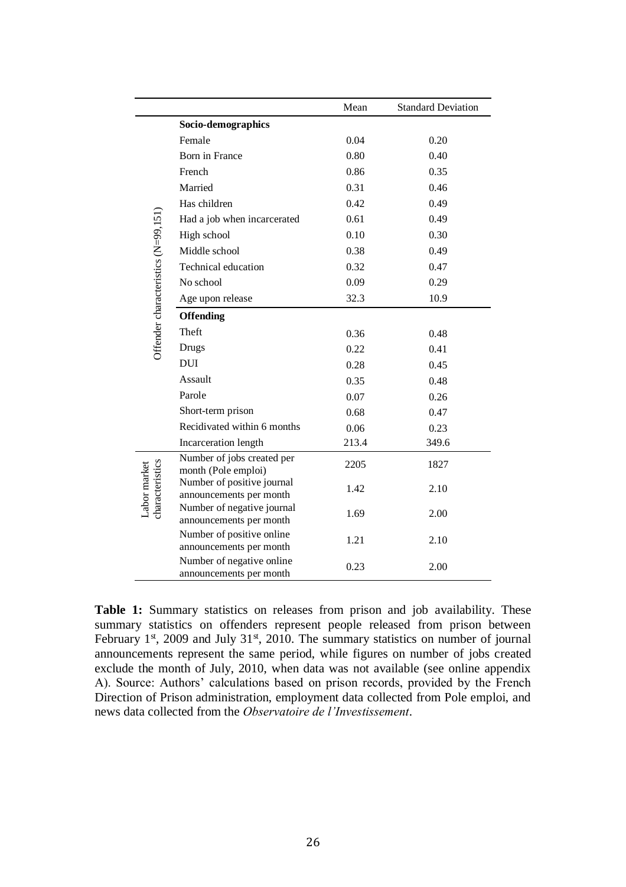| | | Mean | Standard Deviation |
|---|---|---|---|
| Offender characteristics (N=99,151) | **Socio-demographics** | | |
| | Female | 0.04 | 0.20 |
| | Born in France | 0.80 | 0.40 |
| | French | 0.86 | 0.35 |
| | Married | 0.31 | 0.46 |
| | Has children | 0.42 | 0.49 |
| | Had a job when incarcerated | 0.61 | 0.49 |
| | High school | 0.10 | 0.30 |
| | Middle school | 0.38 | 0.49 |
| | Technical education | 0.32 | 0.47 |
| | No school | 0.09 | 0.29 |
| | Age upon release | 32.3 | 10.9 |
| | **Offending** | | |
| | Theft | 0.36 | 0.48 |
| | Drugs | 0.22 | 0.41 |
| | DUI | 0.28 | 0.45 |
| | Assault | 0.35 | 0.48 |
| | Parole | 0.07 | 0.26 |
| | Short-term prison | 0.68 | 0.47 |
| | Recidivated within 6 months | 0.06 | 0.23 |
| | Incarceration length | 213.4 | 349.6 |
| Labor market characteristics | Number of jobs created per month (Pole emploi) | 2205 | 1827 |
| | Number of positive journal announcements per month | 1.42 | 2.10 |
| | Number of negative journal announcements per month | 1.69 | 2.00 |
| | Number of positive online announcements per month | 1.21 | 2.10 |
| | Number of negative online announcements per month | 0.23 | 2.00 |

**Table 1:** Summary statistics on releases from prison and job availability. These summary statistics on offenders represent people released from prison between February 1st, 2009 and July 31st, 2010. The summary statistics on number of journal announcements represent the same period, while figures on number of jobs created exclude the month of July, 2010, when data was not available (see online appendix A). Source: Authors' calculations based on prison records, provided by the French Direction of Prison administration, employment data collected from Pole emploi, and news data collected from the *Observatoire de l'Investissement*.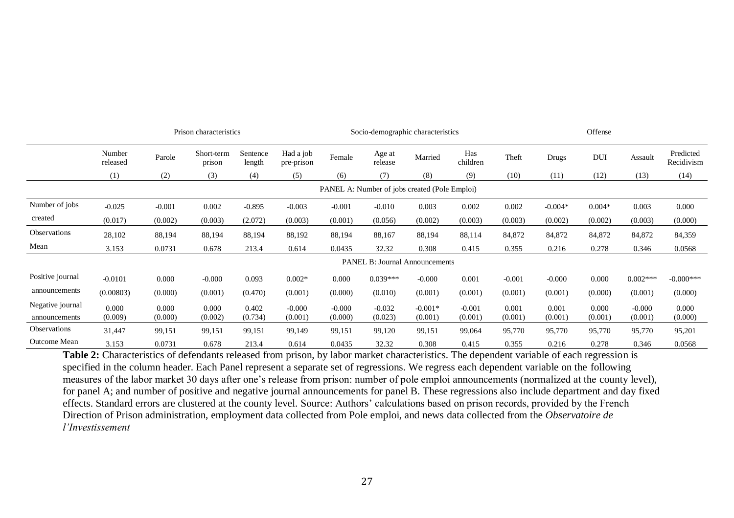| | Prison characteristics | | | | | Socio-demographic characteristics | | | | Offense | | | | |
|---|---|---|---|---|---|---|---|---|---|---|---|---|---|---|
| | Number released | Parole | Short-term prison | Sentence length | Had a job pre-prison | Female | Age at release | Married | Has children | Theft | Drugs | DUI | Assault | Predicted Recidivism |
| | (1) | (2) | (3) | (4) | (5) | (6) | (7) | (8) | (9) | (10) | (11) | (12) | (13) | (14) |
| | PANEL A: Number of jobs created (Pole Emploi) | | | | | | | | | | | | | |
| Number of jobs created | -0.025 | -0.001 | 0.002 | -0.895 | -0.003 | -0.001 | -0.010 | 0.003 | 0.002 | 0.002 | -0.004* | 0.004* | 0.003 | 0.000 |
| | (0.017) | (0.002) | (0.003) | (2.072) | (0.003) | (0.001) | (0.056) | (0.002) | (0.003) | (0.003) | (0.002) | (0.002) | (0.003) | (0.000) |
| Observations | 28,102 | 88,194 | 88,194 | 88,194 | 88,192 | 88,194 | 88,167 | 88,194 | 88,114 | 84,872 | 84,872 | 84,872 | 84,872 | 84,359 |
| Mean | 3.153 | 0.0731 | 0.678 | 213.4 | 0.614 | 0.0435 | 32.32 | 0.308 | 0.415 | 0.355 | 0.216 | 0.278 | 0.346 | 0.0568 |
| | PANEL B: Journal Announcements | | | | | | | | | | | | | |
| Positive journal announcements | -0.0101 | 0.000 | -0.000 | 0.093 | 0.002* | 0.000 | 0.039*** | -0.000 | 0.001 | -0.001 | -0.000 | 0.000 | 0.002*** | -0.000*** |
| | (0.00803) | (0.000) | (0.001) | (0.470) | (0.001) | (0.000) | (0.010) | (0.001) | (0.001) | (0.001) | (0.001) | (0.000) | (0.001) | (0.000) |
| Negative journal announcements | 0.000 | 0.000 | 0.000 | 0.402 | -0.000 | -0.000 | -0.032 | -0.001* | -0.001 | 0.001 | 0.001 | 0.000 | -0.000 | 0.000 |
| | (0.009) | (0.000) | (0.002) | (0.734) | (0.001) | (0.000) | (0.023) | (0.001) | (0.001) | (0.001) | (0.001) | (0.001) | (0.001) | (0.000) |
| Observations | 31,447 | 99,151 | 99,151 | 99,151 | 99,149 | 99,151 | 99,120 | 99,151 | 99,064 | 95,770 | 95,770 | 95,770 | 95,770 | 95,201 |
| Outcome Mean | 3.153 | 0.0731 | 0.678 | 213.4 | 0.614 | 0.0435 | 32.32 | 0.308 | 0.415 | 0.355 | 0.216 | 0.278 | 0.346 | 0.0568 |

**Table 2:** Characteristics of defendants released from prison, by labor market characteristics. The dependent variable of each regression is specified in the column header. Each Panel represent a separate set of regressions. We regress each dependent variable on the following measures of the labor market 30 days after one's release from prison: number of pole emploi announcements (normalized at the county level), for panel A; and number of positive and negative journal announcements for panel B. These regressions also include department and day fixed effects. Standard errors are clustered at the county level. Source: Authors' calculations based on prison records, provided by the French Direction of Prison administration, employment data collected from Pole emploi, and news data collected from the *Observatoire de l'Investissement*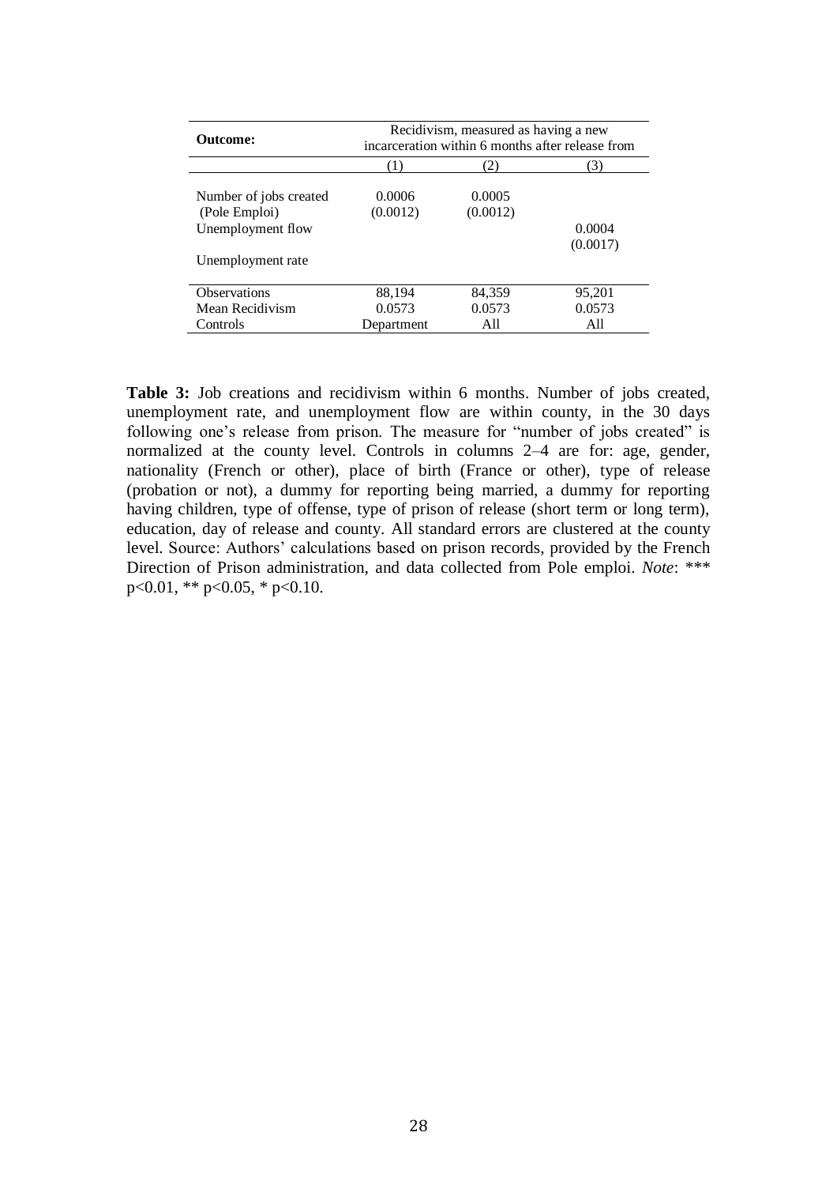| **Outcome:** | Recidivism, measured as having a new incarceration within 6 months after release from | | |
|---|---|---|---|
| | (1) | (2) | (3) |
| Number of jobs created (Pole Emploi) | 0.0006 (0.0012) | 0.0005 (0.0012) | |
| Unemployment flow | | | 0.0004 (0.0017) |
| Unemployment rate | | | |
| Observations | 88,194 | 84,359 | 95,201 |
| Mean Recidivism | 0.0573 | 0.0573 | 0.0573 |
| Controls | Department | All | All |

**Table 3:** Job creations and recidivism within 6 months. Number of jobs created, unemployment rate, and unemployment flow are within county, in the 30 days following one's release from prison. The measure for "number of jobs created" is normalized at the county level. Controls in columns 2–4 are for: age, gender, nationality (French or other), place of birth (France or other), type of release (probation or not), a dummy for reporting being married, a dummy for reporting having children, type of offense, type of prison of release (short term or long term), education, day of release and county. All standard errors are clustered at the county level. Source: Authors' calculations based on prison records, provided by the French Direction of Prison administration, and data collected from Pole emploi. *Note*: *** $p<0.01$, ** $p<0.05$, * $p<0.10$.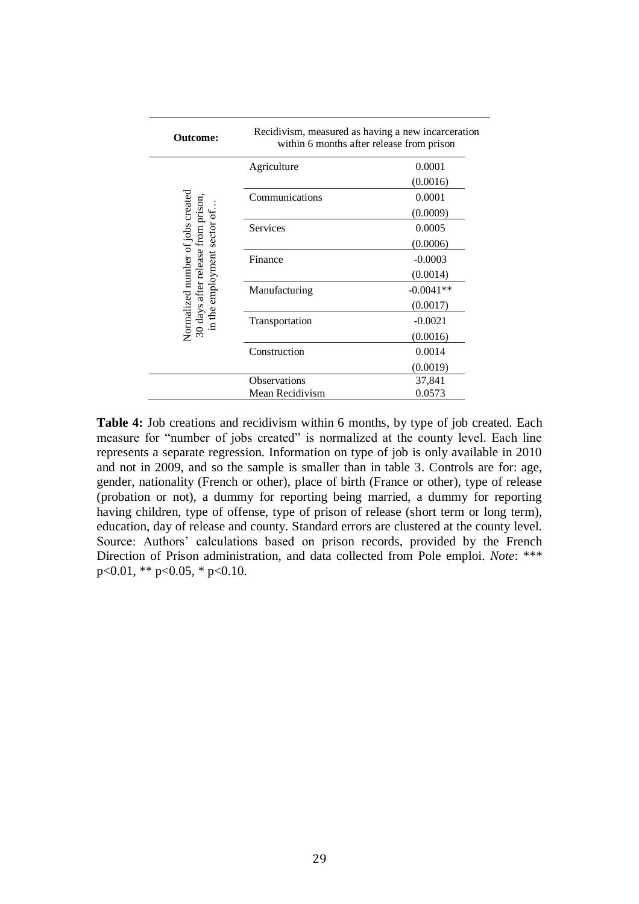| Outcome: | | Recidivism, measured as having a new incarceration within 6 months after release from prison |
|---|---|---|
| Normalized number of jobs created 30 days after release from prison, in the employment sector of… | Agriculture | 0.0001 |
| | | (0.0016) |
| | Communications | 0.0001 |
| | | (0.0009) |
| | Services | 0.0005 |
| | | (0.0006) |
| | Finance | -0.0003 |
| | | (0.0014) |
| | Manufacturing | -0.0041** |
| | | (0.0017) |
| | Transportation | -0.0021 |
| | | (0.0016) |
| | Construction | 0.0014 |
| | | (0.0019) |
| | Observations | 37,841 |
| | Mean Recidivism | 0.0573 |

**Table 4:** Job creations and recidivism within 6 months, by type of job created. Each measure for "number of jobs created" is normalized at the county level. Each line represents a separate regression. Information on type of job is only available in 2010 and not in 2009, and so the sample is smaller than in table 3. Controls are for: age, gender, nationality (French or other), place of birth (France or other), type of release (probation or not), a dummy for reporting being married, a dummy for reporting having children, type of offense, type of prison of release (short term or long term), education, day of release and county. Standard errors are clustered at the county level. Source: Authors' calculations based on prison records, provided by the French Direction of Prison administration, and data collected from Pole emploi. *Note*: *** p<0.01, ** p<0.05, * p<0.10.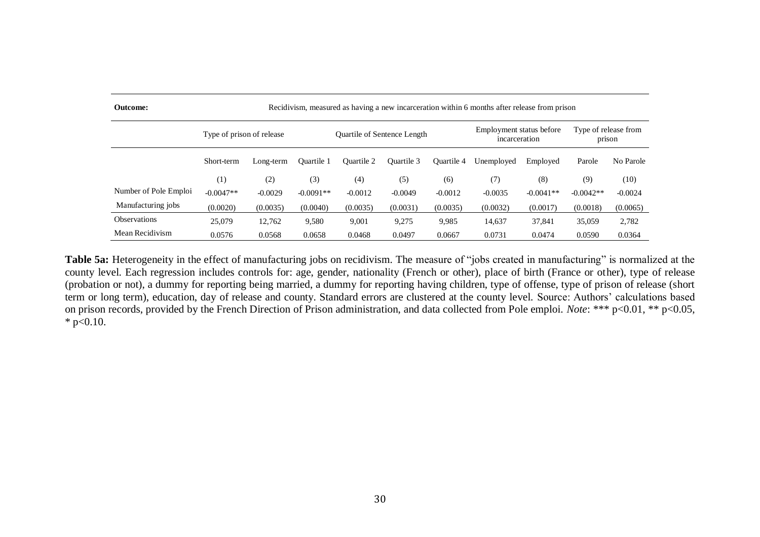| Outcome: | Recidivism, measured as having a new incarceration within 6 months after release from prison | | | | | | | | | |
|---|---|---|---|---|---|---|---|---|---|---|
| | Type of prison of release | | Quartile of Sentence Length | | | | Employment status before incarceration | | Type of release from prison | |
| | Short-term | Long-term | Quartile 1 | Quartile 2 | Quartile 3 | Quartile 4 | Unemployed | Employed | Parole | No Parole |
| | (1) | (2) | (3) | (4) | (5) | (6) | (7) | (8) | (9) | (10) |
| Number of Pole Emploi | -0.0047** | -0.0029 | -0.0091** | -0.0012 | -0.0049 | -0.0012 | -0.0035 | -0.0041** | -0.0042** | -0.0024 |
| Manufacturing jobs | (0.0020) | (0.0035) | (0.0040) | (0.0035) | (0.0031) | (0.0035) | (0.0032) | (0.0017) | (0.0018) | (0.0065) |
| Observations | 25,079 | 12,762 | 9,580 | 9,001 | 9,275 | 9,985 | 14,637 | 37,841 | 35,059 | 2,782 |
| Mean Recidivism | 0.0576 | 0.0568 | 0.0658 | 0.0468 | 0.0497 | 0.0667 | 0.0731 | 0.0474 | 0.0590 | 0.0364 |

**Table 5a:** Heterogeneity in the effect of manufacturing jobs on recidivism. The measure of "jobs created in manufacturing" is normalized at the county level. Each regression includes controls for: age, gender, nationality (French or other), place of birth (France or other), type of release (probation or not), a dummy for reporting being married, a dummy for reporting having children, type of offense, type of prison of release (short term or long term), education, day of release and county. Standard errors are clustered at the county level. Source: Authors' calculations based on prison records, provided by the French Direction of Prison administration, and data collected from Pole emploi. *Note*: *** $p<0.01$, ** $p<0.05$, * $p<0.10$.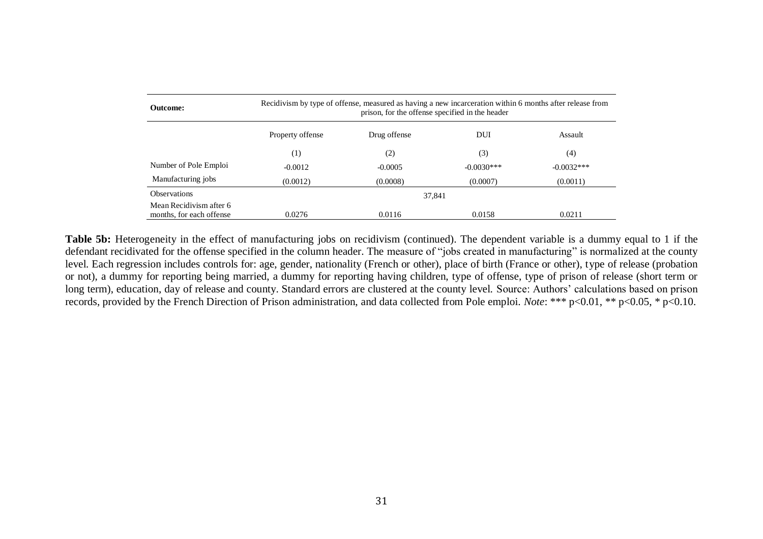| **Outcome:** | Recidivism by type of offense, measured as having a new incarceration within 6 months after release from prison, for the offense specified in the header | | | |
|---|---|---|---|---|
| | Property offense | Drug offense | DUI | Assault |
| | (1) | (2) | (3) | (4) |
| Number of Pole Emploi Manufacturing jobs | -0.0012 | -0.0005 | -0.0030*** | -0.0032*** |
| | (0.0012) | (0.0008) | (0.0007) | (0.0011) |
| Observations | 37,841 | | | |
| Mean Recidivism after 6 months, for each offense | 0.0276 | 0.0116 | 0.0158 | 0.0211 |

**Table 5b:** Heterogeneity in the effect of manufacturing jobs on recidivism (continued). The dependent variable is a dummy equal to 1 if the defendant recidivated for the offense specified in the column header. The measure of "jobs created in manufacturing" is normalized at the county level. Each regression includes controls for: age, gender, nationality (French or other), place of birth (France or other), type of release (probation or not), a dummy for reporting being married, a dummy for reporting having children, type of offense, type of prison of release (short term or long term), education, day of release and county. Standard errors are clustered at the county level. Source: Authors' calculations based on prison records, provided by the French Direction of Prison administration, and data collected from Pole emploi. *Note*: *** $p<0.01$, ** $p<0.05$, * $p<0.10$.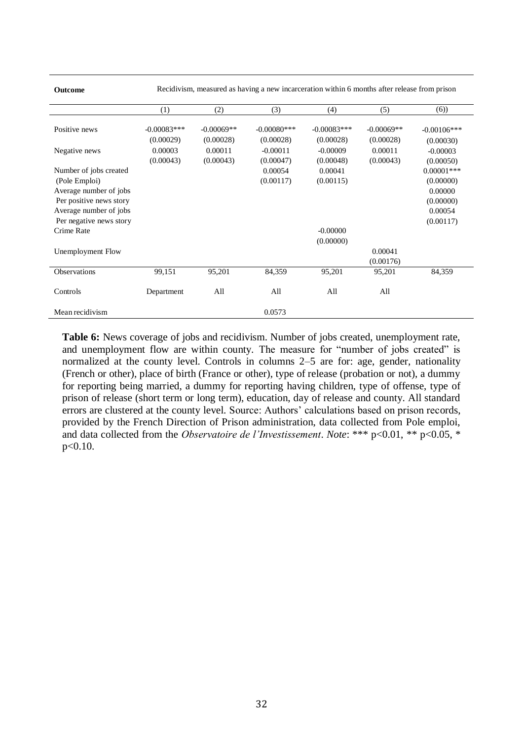| Outcome | Recidivism, measured as having a new incarceration within 6 months after release from prison | | | | | |
|---|---|---|---|---|---|---|
| | (1) | (2) | (3) | (4) | (5) | (6)) |
| Positive news | -0.00083*** | -0.00069** | -0.00080*** | -0.00083*** | -0.00069** | -0.00106*** |
| | (0.00029) | (0.00028) | (0.00028) | (0.00028) | (0.00028) | (0.00030) |
| Negative news | 0.00003 | 0.00011 | -0.00011 | -0.00009 | 0.00011 | -0.00003 |
| | (0.00043) | (0.00043) | (0.00047) | (0.00048) | (0.00043) | (0.00050) |
| Number of jobs created | | | 0.00054 | 0.00041 | | 0.00001*** |
| (Pole Emploi) | | | (0.00117) | (0.00115) | | (0.00000) |
| Average number of jobs | | | | | | 0.00000 |
| Per positive news story | | | | | | (0.00000) |
| Average number of jobs | | | | | | 0.00054 |
| Per negative news story | | | | | | (0.00117) |
| Crime Rate | | | | -0.00000 | | |
| | | | | (0.00000) | | |
| Unemployment Flow | | | | | 0.00041 | |
| | | | | | (0.00176) | |
| Observations | 99,151 | 95,201 | 84,359 | 95,201 | 95,201 | 84,359 |
| Controls | Department | All | All | All | All | |
| Mean recidivism | | | 0.0573 | | | |

**Table 6:** News coverage of jobs and recidivism. Number of jobs created, unemployment rate, and unemployment flow are within county. The measure for "number of jobs created" is normalized at the county level. Controls in columns 2–5 are for: age, gender, nationality (French or other), place of birth (France or other), type of release (probation or not), a dummy for reporting being married, a dummy for reporting having children, type of offense, type of prison of release (short term or long term), education, day of release and county. All standard errors are clustered at the county level. Source: Authors' calculations based on prison records, provided by the French Direction of Prison administration, data collected from Pole emploi, and data collected from the *Observatoire de l'Investissement*. *Note*: *** p<0.01, ** p<0.05, * p<0.10.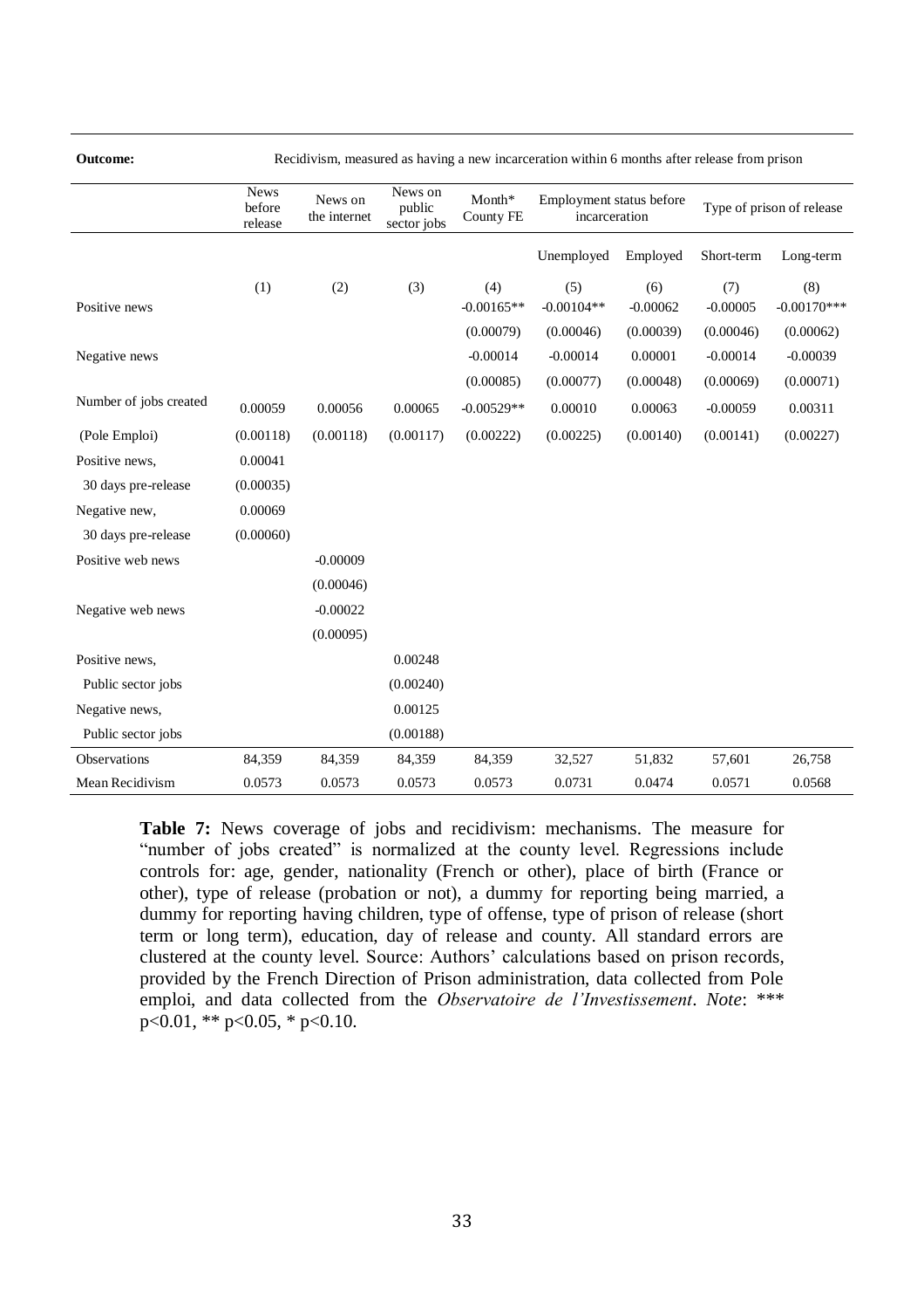| Outcome: | Recidivism, measured as having a new incarceration within 6 months after release from prison | | | | | | | |
|---|---|---|---|---|---|---|---|---|
| | News before release | News on the internet | News on public sector jobs | Month* County FE | Employment status before incarceration | | Type of prison of release | |
| | | | | | Unemployed | Employed | Short-term | Long-term |
| | (1) | (2) | (3) | (4) | (5) | (6) | (7) | (8) |
| Positive news | | | | -0.00165** | -0.00104** | -0.00062 | -0.00005 | -0.00170*** |
| | | | | (0.00079) | (0.00046) | (0.00039) | (0.00046) | (0.00062) |
| Negative news | | | | -0.00014 | -0.00014 | 0.00001 | -0.00014 | -0.00039 |
| | | | | (0.00085) | (0.00077) | (0.00048) | (0.00069) | (0.00071) |
| Number of jobs created | 0.00059 | 0.00056 | 0.00065 | -0.00529** | 0.00010 | 0.00063 | -0.00059 | 0.00311 |
| (Pole Emploi) | (0.00118) | (0.00118) | (0.00117) | (0.00222) | (0.00225) | (0.00140) | (0.00141) | (0.00227) |
| Positive news, | 0.00041 | | | | | | | |
| 30 days pre-release | (0.00035) | | | | | | | |
| Negative new, | 0.00069 | | | | | | | |
| 30 days pre-release | (0.00060) | | | | | | | |
| Positive web news | | -0.00009 | | | | | | |
| | | (0.00046) | | | | | | |
| Negative web news | | -0.00022 | | | | | | |
| | | (0.00095) | | | | | | |
| Positive news, | | | 0.00248 | | | | | |
| Public sector jobs | | | (0.00240) | | | | | |
| Negative news, | | | 0.00125 | | | | | |
| Public sector jobs | | | (0.00188) | | | | | |
| Observations | 84,359 | 84,359 | 84,359 | 84,359 | 32,527 | 51,832 | 57,601 | 26,758 |
| Mean Recidivism | 0.0573 | 0.0573 | 0.0573 | 0.0573 | 0.0731 | 0.0474 | 0.0571 | 0.0568 |

**Table 7:** News coverage of jobs and recidivism: mechanisms. The measure for "number of jobs created" is normalized at the county level. Regressions include controls for: age, gender, nationality (French or other), place of birth (France or other), type of release (probation or not), a dummy for reporting being married, a dummy for reporting having children, type of offense, type of prison of release (short term or long term), education, day of release and county. All standard errors are clustered at the county level. Source: Authors' calculations based on prison records, provided by the French Direction of Prison administration, data collected from Pole emploi, and data collected from the *Observatoire de l'Investissement*. *Note*: *** p<0.01, ** p<0.05, * p<0.10.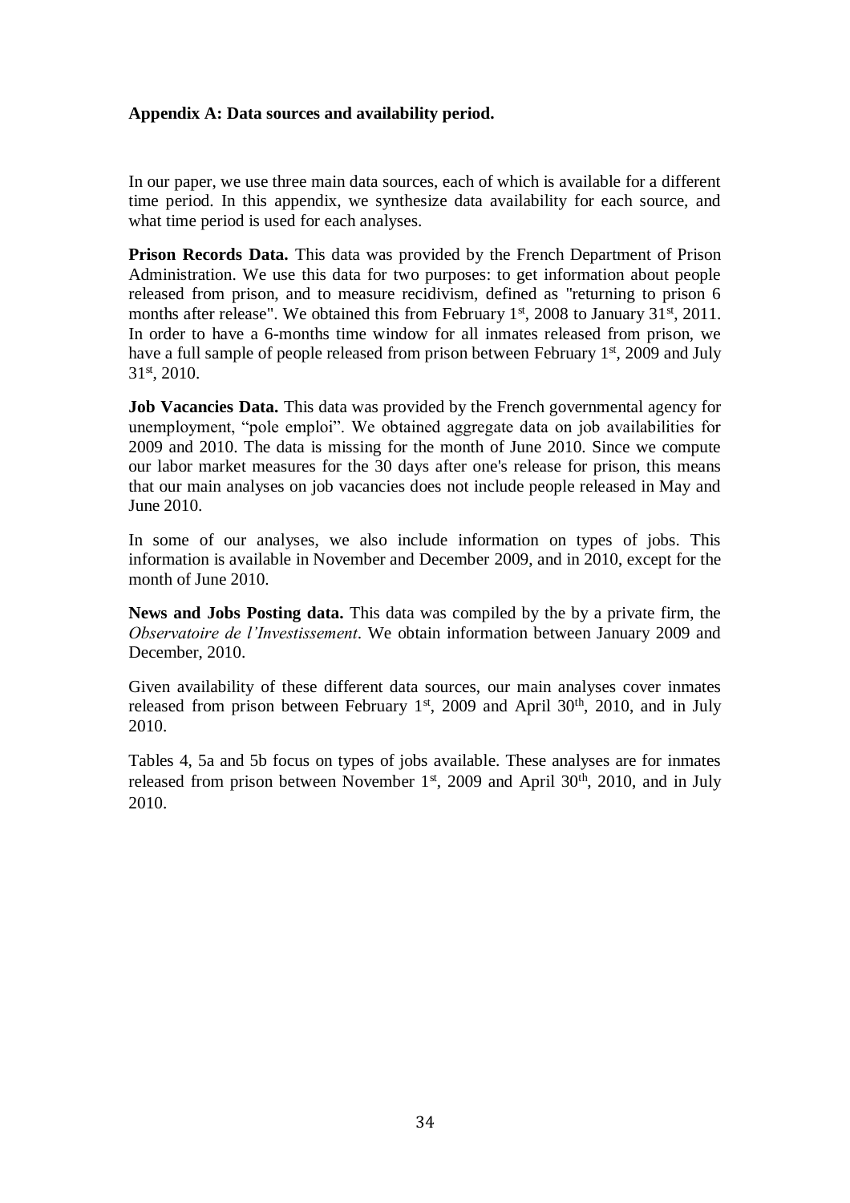**Appendix A: Data sources and availability period.**

In our paper, we use three main data sources, each of which is available for a different time period. In this appendix, we synthesize data availability for each source, and what time period is used for each analyses.

**Prison Records Data.** This data was provided by the French Department of Prison Administration. We use this data for two purposes: to get information about people released from prison, and to measure recidivism, defined as "returning to prison 6 months after release". We obtained this from February 1st, 2008 to January 31st, 2011. In order to have a 6-months time window for all inmates released from prison, we have a full sample of people released from prison between February 1st, 2009 and July 31st, 2010.

**Job Vacancies Data.** This data was provided by the French governmental agency for unemployment, "pole emploi". We obtained aggregate data on job availabilities for 2009 and 2010. The data is missing for the month of June 2010. Since we compute our labor market measures for the 30 days after one's release for prison, this means that our main analyses on job vacancies does not include people released in May and June 2010.

In some of our analyses, we also include information on types of jobs. This information is available in November and December 2009, and in 2010, except for the month of June 2010.

**News and Jobs Posting data.** This data was compiled by the by a private firm, the *Observatoire de l'Investissement*. We obtain information between January 2009 and December, 2010.

Given availability of these different data sources, our main analyses cover inmates released from prison between February 1st, 2009 and April 30th, 2010, and in July 2010.

Tables 4, 5a and 5b focus on types of jobs available. These analyses are for inmates released from prison between November 1st, 2009 and April 30th, 2010, and in July 2010.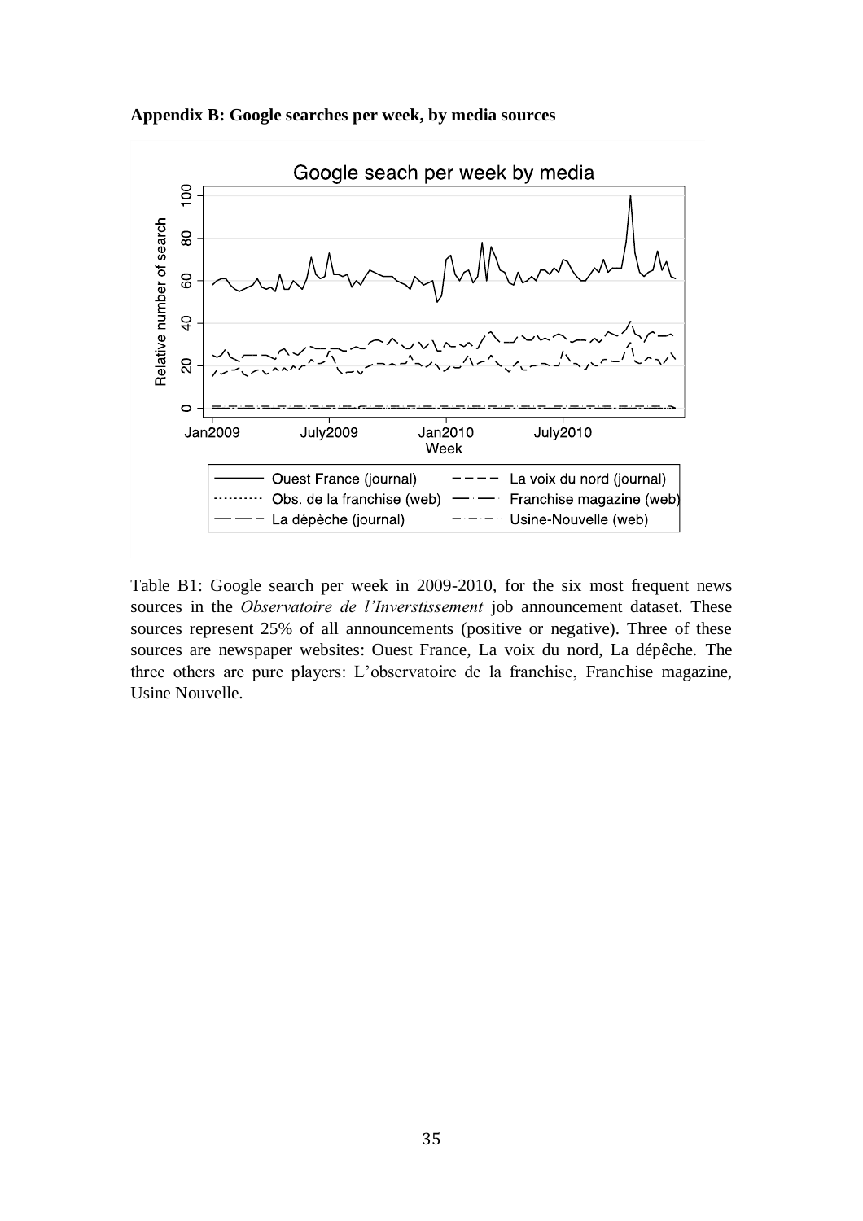**Appendix B: Google searches per week, by media sources**

Google seach per week by media

Relative number of search

0
20
40
60
80
100

Jan2009
July2009
Jan2010
July2010

Week

Ouest France (journal)
La voix du nord (journal)
Obs. de la franchise (web)
Franchise magazine (web)
La dépèche (journal)
Usine-Nouvelle (web)

Table B1: Google search per week in 2009-2010, for the six most frequent news sources in the *Observatoire de l'Inverstissement* job announcement dataset. These sources represent 25% of all announcements (positive or negative). Three of these sources are newspaper websites: Ouest France, La voix du nord, La dépêche. The three others are pure players: L'observatoire de la franchise, Franchise magazine, Usine Nouvelle.